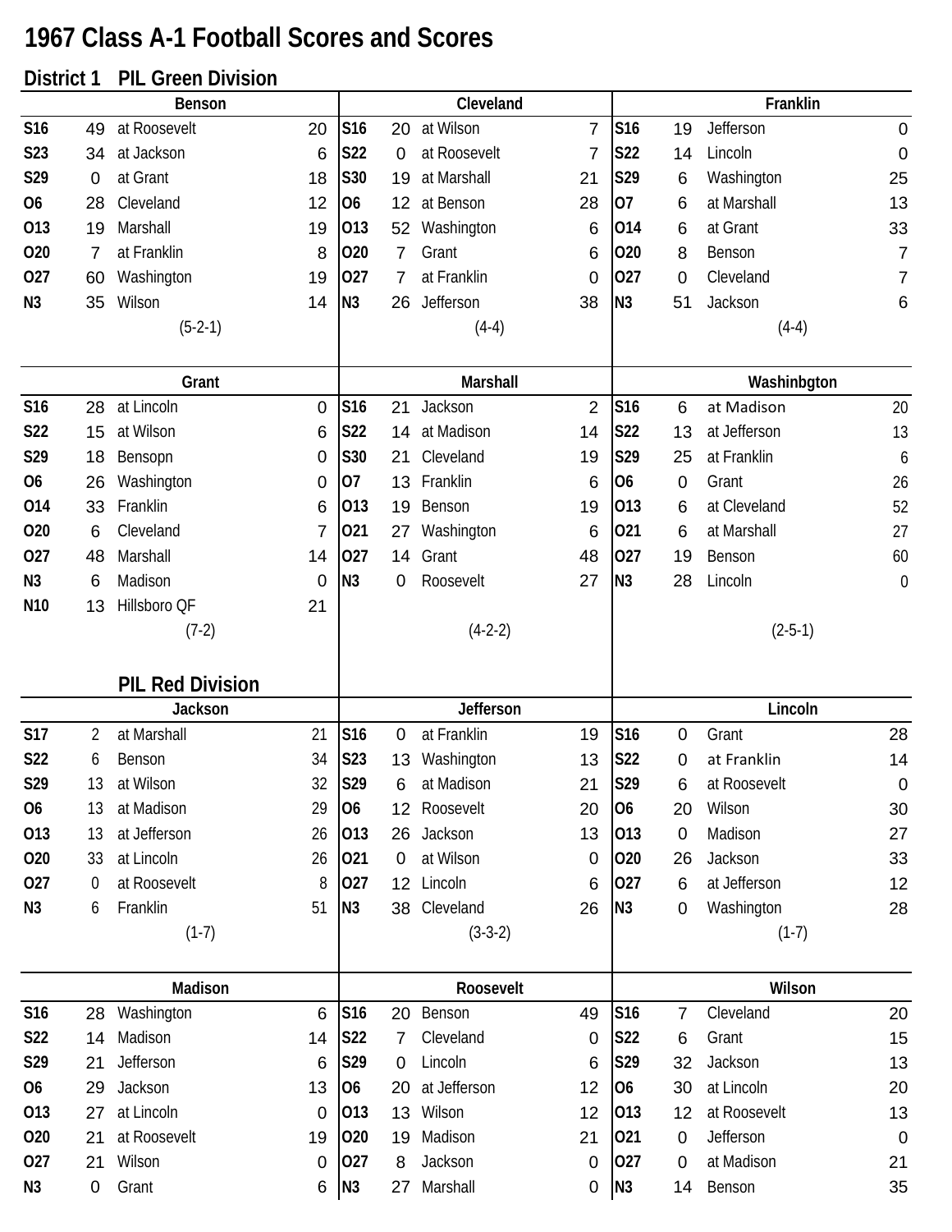# 1967 Class A-1 Football Scores and Scores

## District 1 PIL Green Division

### Benson

| Date | Score | Opponent | Opp |
|---|---|---|---|
| S16 | 49 | at Roosevelt | 20 |
| S23 | 34 | at Jackson | 6 |
| S29 | 0 | at Grant | 18 |
| O6 | 28 | Cleveland | 12 |
| O13 | 19 | Marshall | 19 |
| O20 | 7 | at Franklin | 8 |
| O27 | 60 | Washington | 19 |
| N3 | 35 | Wilson | 14 |

(5-2-1)

### Cleveland

| Date | Score | Opponent | Opp |
|---|---|---|---|
| S16 | 20 | at Wilson | 7 |
| S22 | 0 | at Roosevelt | 7 |
| S30 | 19 | at Marshall | 21 |
| O6 | 12 | at Benson | 28 |
| O13 | 52 | Washington | 6 |
| O20 | 7 | Grant | 6 |
| O27 | 7 | at Franklin | 0 |
| N3 | 26 | Jefferson | 38 |

(4-4)

### Franklin

| Date | Score | Opponent | Opp |
|---|---|---|---|
| S16 | 19 | Jefferson | 0 |
| S22 | 14 | Lincoln | 0 |
| S29 | 6 | Washington | 25 |
| O7 | 6 | at Marshall | 13 |
| O14 | 6 | at Grant | 33 |
| O20 | 8 | Benson | 7 |
| O27 | 0 | Cleveland | 7 |
| N3 | 51 | Jackson | 6 |

(4-4)

### Grant

| Date | Score | Opponent | Opp |
|---|---|---|---|
| S16 | 28 | at Lincoln | 0 |
| S22 | 15 | at Wilson | 6 |
| S29 | 18 | Bensopn | 0 |
| O6 | 26 | Washington | 0 |
| O14 | 33 | Franklin | 6 |
| O20 | 6 | Cleveland | 7 |
| O27 | 48 | Marshall | 14 |
| N3 | 6 | Madison | 0 |
| N10 | 13 | Hillsboro QF | 21 |

(7-2)

### Marshall

| Date | Score | Opponent | Opp |
|---|---|---|---|
| S16 | 21 | Jackson | 2 |
| S22 | 14 | at Madison | 14 |
| S30 | 21 | Cleveland | 19 |
| O7 | 13 | Franklin | 6 |
| O13 | 19 | Benson | 19 |
| O21 | 27 | Washington | 6 |
| O27 | 14 | Grant | 48 |
| N3 | 0 | Roosevelt | 27 |

(4-2-2)

### Washinbgton

| Date | Score | Opponent | Opp |
|---|---|---|---|
| S16 | 6 | at Madison | 20 |
| S22 | 13 | at Jefferson | 13 |
| S29 | 25 | at Franklin | 6 |
| O6 | 0 | Grant | 26 |
| O13 | 6 | at Cleveland | 52 |
| O21 | 6 | at Marshall | 27 |
| O27 | 19 | Benson | 60 |
| N3 | 28 | Lincoln | 0 |

(2-5-1)

## PIL Red Division

### Jackson

| Date | Score | Opponent | Opp |
|---|---|---|---|
| S17 | 2 | at Marshall | 21 |
| S22 | 6 | Benson | 34 |
| S29 | 13 | at Wilson | 32 |
| O6 | 13 | at Madison | 29 |
| O13 | 13 | at Jefferson | 26 |
| O20 | 33 | at Lincoln | 26 |
| O27 | 0 | at Roosevelt | 8 |
| N3 | 6 | Franklin | 51 |

(1-7)

### Jefferson

| Date | Score | Opponent | Opp |
|---|---|---|---|
| S16 | 0 | at Franklin | 19 |
| S23 | 13 | Washington | 13 |
| S29 | 6 | at Madison | 21 |
| O6 | 12 | Roosevelt | 20 |
| O13 | 26 | Jackson | 13 |
| O21 | 0 | at Wilson | 0 |
| O27 | 12 | Lincoln | 6 |
| N3 | 38 | Cleveland | 26 |

(3-3-2)

### Lincoln

| Date | Score | Opponent | Opp |
|---|---|---|---|
| S16 | 0 | Grant | 28 |
| S22 | 0 | at Franklin | 14 |
| S29 | 6 | at Roosevelt | 0 |
| O6 | 20 | Wilson | 30 |
| O13 | 0 | Madison | 27 |
| O20 | 26 | Jackson | 33 |
| O27 | 6 | at Jefferson | 12 |
| N3 | 0 | Washington | 28 |

(1-7)

### Madison

| Date | Score | Opponent | Opp |
|---|---|---|---|
| S16 | 28 | Washington | 6 |
| S22 | 14 | Madison | 14 |
| S29 | 21 | Jefferson | 6 |
| O6 | 29 | Jackson | 13 |
| O13 | 27 | at Lincoln | 0 |
| O20 | 21 | at Roosevelt | 19 |
| O27 | 21 | Wilson | 0 |
| N3 | 0 | Grant | 6 |

### Roosevelt

| Date | Score | Opponent | Opp |
|---|---|---|---|
| S16 | 20 | Benson | 49 |
| S22 | 7 | Cleveland | 0 |
| S29 | 0 | Lincoln | 6 |
| O6 | 20 | at Jefferson | 12 |
| O13 | 13 | Wilson | 12 |
| O20 | 19 | Madison | 21 |
| O27 | 8 | Jackson | 0 |
| N3 | 27 | Marshall | 0 |

### Wilson

| Date | Score | Opponent | Opp |
|---|---|---|---|
| S16 | 7 | Cleveland | 20 |
| S22 | 6 | Grant | 15 |
| S29 | 32 | Jackson | 13 |
| O6 | 30 | at Lincoln | 20 |
| O13 | 12 | at Roosevelt | 13 |
| O21 | 0 | Jefferson | 0 |
| O27 | 0 | at Madison | 21 |
| N3 | 14 | Benson | 35 |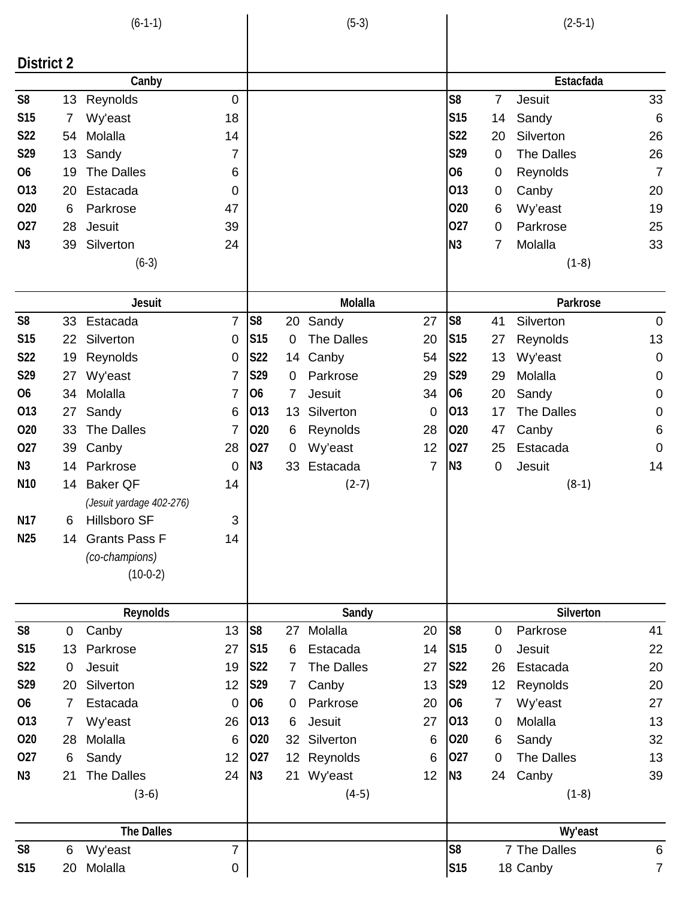(6-1-1) | (5-3) | (2-5-1)

## District 2

### Canby

| | | | |
|---|---|---|---|
| S8 | 13 | Reynolds | 0 |
| S15 | 7 | Wy'east | 18 |
| S22 | 54 | Molalla | 14 |
| S29 | 13 | Sandy | 7 |
| O6 | 19 | The Dalles | 6 |
| O13 | 20 | Estacada | 0 |
| O20 | 6 | Parkrose | 47 |
| O27 | 28 | Jesuit | 39 |
| N3 | 39 | Silverton | 24 |

(6-3)

### Estacfada

| | | | |
|---|---|---|---|
| S8 | 7 | Jesuit | 33 |
| S15 | 14 | Sandy | 6 |
| S22 | 20 | Silverton | 26 |
| S29 | 0 | The Dalles | 26 |
| O6 | 0 | Reynolds | 7 |
| O13 | 0 | Canby | 20 |
| O20 | 6 | Wy'east | 19 |
| O27 | 0 | Parkrose | 25 |
| N3 | 7 | Molalla | 33 |

(1-8)

### Jesuit

| | | | |
|---|---|---|---|
| S8 | 33 | Estacada | 7 |
| S15 | 22 | Silverton | 0 |
| S22 | 19 | Reynolds | 0 |
| S29 | 27 | Wy'east | 7 |
| O6 | 34 | Molalla | 7 |
| O13 | 27 | Sandy | 6 |
| O20 | 33 | The Dalles | 7 |
| O27 | 39 | Canby | 28 |
| N3 | 14 | Parkrose | 0 |
| N10 | 14 | Baker QF | 14 |
| | | *(Jesuit yardage 402-276)* | |
| N17 | 6 | Hillsboro SF | 3 |
| N25 | 14 | Grants Pass F | 14 |
| | | *(co-champions)* | |

(10-0-2)

### Molalla

| | | | |
|---|---|---|---|
| S8 | 20 | Sandy | 27 |
| S15 | 0 | The Dalles | 20 |
| S22 | 14 | Canby | 54 |
| S29 | 0 | Parkrose | 29 |
| O6 | 7 | Jesuit | 34 |
| O13 | 13 | Silverton | 0 |
| O20 | 6 | Reynolds | 28 |
| O27 | 0 | Wy'east | 12 |
| N3 | 33 | Estacada | 7 |

(2-7)

### Parkrose

| | | | |
|---|---|---|---|
| S8 | 41 | Silverton | 0 |
| S15 | 27 | Reynolds | 13 |
| S22 | 13 | Wy'east | 0 |
| S29 | 29 | Molalla | 0 |
| O6 | 20 | Sandy | 0 |
| O13 | 17 | The Dalles | 0 |
| O20 | 47 | Canby | 6 |
| O27 | 25 | Estacada | 0 |
| N3 | 0 | Jesuit | 14 |

(8-1)

### Reynolds

| | | | |
|---|---|---|---|
| S8 | 0 | Canby | 13 |
| S15 | 13 | Parkrose | 27 |
| S22 | 0 | Jesuit | 19 |
| S29 | 20 | Silverton | 12 |
| O6 | 7 | Estacada | 0 |
| O13 | 7 | Wy'east | 26 |
| O20 | 28 | Molalla | 6 |
| O27 | 6 | Sandy | 12 |
| N3 | 21 | The Dalles | 24 |

(3-6)

### Sandy

| | | | |
|---|---|---|---|
| S8 | 27 | Molalla | 20 |
| S15 | 6 | Estacada | 14 |
| S22 | 7 | The Dalles | 27 |
| S29 | 7 | Canby | 13 |
| O6 | 0 | Parkrose | 20 |
| O13 | 6 | Jesuit | 27 |
| O20 | 32 | Silverton | 6 |
| O27 | 12 | Reynolds | 6 |
| N3 | 21 | Wy'east | 12 |

(4-5)

### Silverton

| | | | |
|---|---|---|---|
| S8 | 0 | Parkrose | 41 |
| S15 | 0 | Jesuit | 22 |
| S22 | 26 | Estacada | 20 |
| S29 | 12 | Reynolds | 20 |
| O6 | 7 | Wy'east | 27 |
| O13 | 0 | Molalla | 13 |
| O20 | 6 | Sandy | 32 |
| O27 | 0 | The Dalles | 13 |
| N3 | 24 | Canby | 39 |

(1-8)

### The Dalles

| | | | |
|---|---|---|---|
| S8 | 6 | Wy'east | 7 |
| S15 | 20 | Molalla | 0 |

### Wy'east

| | | | |
|---|---|---|---|
| S8 | 7 | The Dalles | 6 |
| S15 | 18 | Canby | 7 |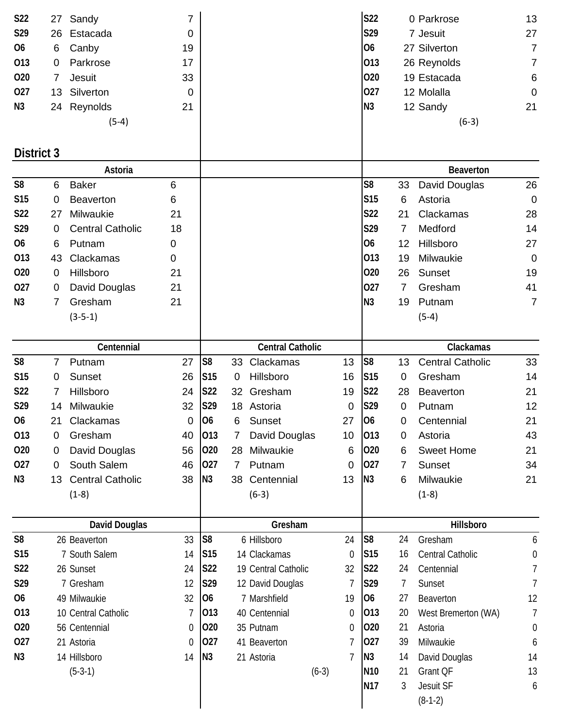| | | | |
|---|---|---|---|
| S22 | 27 | Sandy | 7 |
| S29 | 26 | Estacada | 0 |
| O6 | 6 | Canby | 19 |
| O13 | 0 | Parkrose | 17 |
| O20 | 7 | Jesuit | 33 |
| O27 | 13 | Silverton | 0 |
| N3 | 24 | Reynolds | 21 |
| | | (5-4) | |

| | | | |
|---|---|---|---|
| S22 | 0 | Parkrose | 13 |
| S29 | 7 | Jesuit | 27 |
| O6 | 27 | Silverton | 7 |
| O13 | 26 | Reynolds | 7 |
| O20 | 19 | Estacada | 6 |
| O27 | 12 | Molalla | 0 |
| N3 | 12 | Sandy | 21 |
| | | (6-3) | |

## District 3

### Astoria

| | | | |
|---|---|---|---|
| S8 | 6 | Baker | 6 |
| S15 | 0 | Beaverton | 6 |
| S22 | 27 | Milwaukie | 21 |
| S29 | 0 | Central Catholic | 18 |
| O6 | 6 | Putnam | 0 |
| O13 | 43 | Clackamas | 0 |
| O20 | 0 | Hillsboro | 21 |
| O27 | 0 | David Douglas | 21 |
| N3 | 7 | Gresham | 21 |
| | | (3-5-1) | |

### Beaverton

| | | | |
|---|---|---|---|
| S8 | 33 | David Douglas | 26 |
| S15 | 6 | Astoria | 0 |
| S22 | 21 | Clackamas | 28 |
| S29 | 7 | Medford | 14 |
| O6 | 12 | Hillsboro | 27 |
| O13 | 19 | Milwaukie | 0 |
| O20 | 26 | Sunset | 19 |
| O27 | 7 | Gresham | 41 |
| N3 | 19 | Putnam | 7 |
| | | (5-4) | |

### Centennial

| | | | |
|---|---|---|---|
| S8 | 7 | Putnam | 27 |
| S15 | 0 | Sunset | 26 |
| S22 | 7 | Hillsboro | 24 |
| S29 | 14 | Milwaukie | 32 |
| O6 | 21 | Clackamas | 0 |
| O13 | 0 | Gresham | 40 |
| O20 | 0 | David Douglas | 56 |
| O27 | 0 | South Salem | 46 |
| N3 | 13 | Central Catholic | 38 |
| | | (1-8) | |

### Central Catholic

| | | | |
|---|---|---|---|
| S8 | 33 | Clackamas | 13 |
| S15 | 0 | Hillsboro | 16 |
| S22 | 32 | Gresham | 19 |
| S29 | 18 | Astoria | 0 |
| O6 | 6 | Sunset | 27 |
| O13 | 7 | David Douglas | 10 |
| O20 | 28 | Milwaukie | 6 |
| O27 | 7 | Putnam | 0 |
| N3 | 38 | Centennial | 13 |
| | | (6-3) | |

### Clackamas

| | | | |
|---|---|---|---|
| S8 | 13 | Central Catholic | 33 |
| S15 | 0 | Gresham | 14 |
| S22 | 28 | Beaverton | 21 |
| S29 | 0 | Putnam | 12 |
| O6 | 0 | Centennial | 21 |
| O13 | 0 | Astoria | 43 |
| O20 | 6 | Sweet Home | 21 |
| O27 | 7 | Sunset | 34 |
| N3 | 6 | Milwaukie | 21 |
| | | (1-8) | |

### David Douglas

| | | | |
|---|---|---|---|
| S8 | 26 | Beaverton | 33 |
| S15 | 7 | South Salem | 14 |
| S22 | 26 | Sunset | 24 |
| S29 | 7 | Gresham | 12 |
| O6 | 49 | Milwaukie | 32 |
| O13 | 10 | Central Catholic | 7 |
| O20 | 56 | Centennial | 0 |
| O27 | 21 | Astoria | 0 |
| N3 | 14 | Hillsboro | 14 |
| | | (5-3-1) | |

### Gresham

| | | | |
|---|---|---|---|
| S8 | 6 | Hillsboro | 24 |
| S15 | 14 | Clackamas | 0 |
| S22 | 19 | Central Catholic | 32 |
| S29 | 12 | David Douglas | 7 |
| O6 | 7 | Marshfield | 19 |
| O13 | 40 | Centennial | 0 |
| O20 | 35 | Putnam | 0 |
| O27 | 41 | Beaverton | 7 |
| N3 | 21 | Astoria | 7 |
| | | (6-3) | |

### Hillsboro

| | | | |
|---|---|---|---|
| S8 | 24 | Gresham | 6 |
| S15 | 16 | Central Catholic | 0 |
| S22 | 24 | Centennial | 7 |
| S29 | 7 | Sunset | 7 |
| O6 | 27 | Beaverton | 12 |
| O13 | 20 | West Bremerton (WA) | 7 |
| O20 | 21 | Astoria | 0 |
| O27 | 39 | Milwaukie | 6 |
| N3 | 14 | David Douglas | 14 |
| N10 | 21 | Grant QF | 13 |
| N17 | 3 | Jesuit SF | 6 |
| | | (8-1-2) | |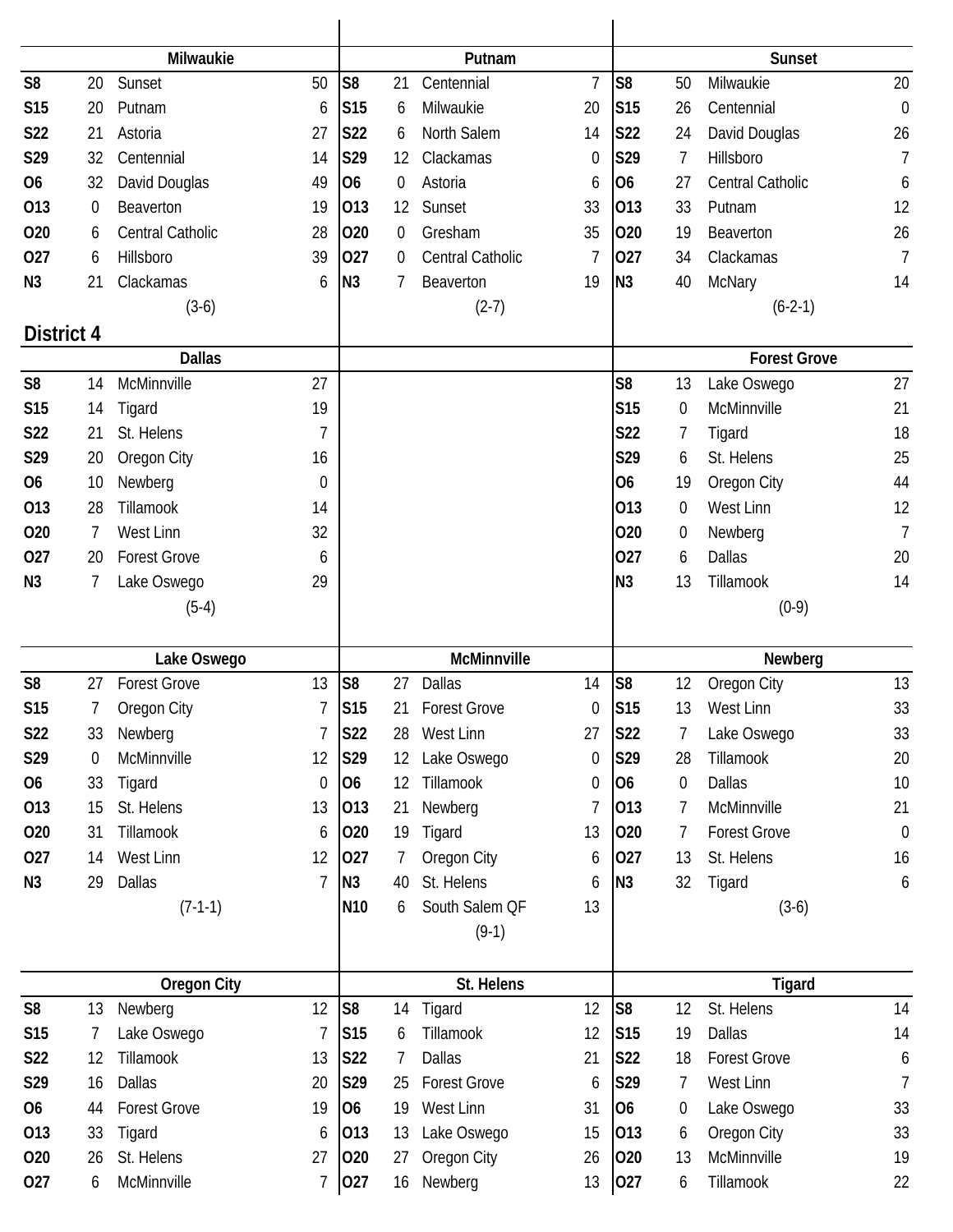### Milwaukie

| Date | Score | Opponent | Opp. Score |
|---|---|---|---|
| S8 | 20 | Sunset | 50 |
| S15 | 20 | Putnam | 6 |
| S22 | 21 | Astoria | 27 |
| S29 | 32 | Centennial | 14 |
| O6 | 32 | David Douglas | 49 |
| O13 | 0 | Beaverton | 19 |
| O20 | 6 | Central Catholic | 28 |
| O27 | 6 | Hillsboro | 39 |
| N3 | 21 | Clackamas | 6 |

(3-6)

### Putnam

| Date | Score | Opponent | Opp. Score |
|---|---|---|---|
| S8 | 21 | Centennial | 7 |
| S15 | 6 | Milwaukie | 20 |
| S22 | 6 | North Salem | 14 |
| S29 | 12 | Clackamas | 0 |
| O6 | 0 | Astoria | 6 |
| O13 | 12 | Sunset | 33 |
| O20 | 0 | Gresham | 35 |
| O27 | 0 | Central Catholic | 7 |
| N3 | 7 | Beaverton | 19 |

(2-7)

### Sunset

| Date | Score | Opponent | Opp. Score |
|---|---|---|---|
| S8 | 50 | Milwaukie | 20 |
| S15 | 26 | Centennial | 0 |
| S22 | 24 | David Douglas | 26 |
| S29 | 7 | Hillsboro | 7 |
| O6 | 27 | Central Catholic | 6 |
| O13 | 33 | Putnam | 12 |
| O20 | 19 | Beaverton | 26 |
| O27 | 34 | Clackamas | 7 |
| N3 | 40 | McNary | 14 |

(6-2-1)

## District 4

### Dallas

| Date | Score | Opponent | Opp. Score |
|---|---|---|---|
| S8 | 14 | McMinnville | 27 |
| S15 | 14 | Tigard | 19 |
| S22 | 21 | St. Helens | 7 |
| S29 | 20 | Oregon City | 16 |
| O6 | 10 | Newberg | 0 |
| O13 | 28 | Tillamook | 14 |
| O20 | 7 | West Linn | 32 |
| O27 | 20 | Forest Grove | 6 |
| N3 | 7 | Lake Oswego | 29 |

(5-4)

### Forest Grove

| Date | Score | Opponent | Opp. Score |
|---|---|---|---|
| S8 | 13 | Lake Oswego | 27 |
| S15 | 0 | McMinnville | 21 |
| S22 | 7 | Tigard | 18 |
| S29 | 6 | St. Helens | 25 |
| O6 | 19 | Oregon City | 44 |
| O13 | 0 | West Linn | 12 |
| O20 | 0 | Newberg | 7 |
| O27 | 6 | Dallas | 20 |
| N3 | 13 | Tillamook | 14 |

(0-9)

### Lake Oswego

| Date | Score | Opponent | Opp. Score |
|---|---|---|---|
| S8 | 27 | Forest Grove | 13 |
| S15 | 7 | Oregon City | 7 |
| S22 | 33 | Newberg | 7 |
| S29 | 0 | McMinnville | 12 |
| O6 | 33 | Tigard | 0 |
| O13 | 15 | St. Helens | 13 |
| O20 | 31 | Tillamook | 6 |
| O27 | 14 | West Linn | 12 |
| N3 | 29 | Dallas | 7 |

(7-1-1)

### McMinnville

| Date | Score | Opponent | Opp. Score |
|---|---|---|---|
| S8 | 27 | Dallas | 14 |
| S15 | 21 | Forest Grove | 0 |
| S22 | 28 | West Linn | 27 |
| S29 | 12 | Lake Oswego | 0 |
| O6 | 12 | Tillamook | 0 |
| O13 | 21 | Newberg | 7 |
| O20 | 19 | Tigard | 13 |
| O27 | 7 | Oregon City | 6 |
| N3 | 40 | St. Helens | 6 |
| N10 | 6 | South Salem QF | 13 |

(9-1)

### Newberg

| Date | Score | Opponent | Opp. Score |
|---|---|---|---|
| S8 | 12 | Oregon City | 13 |
| S15 | 13 | West Linn | 33 |
| S22 | 7 | Lake Oswego | 33 |
| S29 | 28 | Tillamook | 20 |
| O6 | 0 | Dallas | 10 |
| O13 | 7 | McMinnville | 21 |
| O20 | 7 | Forest Grove | 0 |
| O27 | 13 | St. Helens | 16 |
| N3 | 32 | Tigard | 6 |

(3-6)

### Oregon City

| Date | Score | Opponent | Opp. Score |
|---|---|---|---|
| S8 | 13 | Newberg | 12 |
| S15 | 7 | Lake Oswego | 7 |
| S22 | 12 | Tillamook | 13 |
| S29 | 16 | Dallas | 20 |
| O6 | 44 | Forest Grove | 19 |
| O13 | 33 | Tigard | 6 |
| O20 | 26 | St. Helens | 27 |
| O27 | 6 | McMinnville | 7 |

### St. Helens

| Date | Score | Opponent | Opp. Score |
|---|---|---|---|
| S8 | 14 | Tigard | 12 |
| S15 | 6 | Tillamook | 12 |
| S22 | 7 | Dallas | 21 |
| S29 | 25 | Forest Grove | 6 |
| O6 | 19 | West Linn | 31 |
| O13 | 13 | Lake Oswego | 15 |
| O20 | 27 | Oregon City | 26 |
| O27 | 16 | Newberg | 13 |

### Tigard

| Date | Score | Opponent | Opp. Score |
|---|---|---|---|
| S8 | 12 | St. Helens | 14 |
| S15 | 19 | Dallas | 14 |
| S22 | 18 | Forest Grove | 6 |
| S29 | 7 | West Linn | 7 |
| O6 | 0 | Lake Oswego | 33 |
| O13 | 6 | Oregon City | 33 |
| O20 | 13 | McMinnville | 19 |
| O27 | 6 | Tillamook | 22 |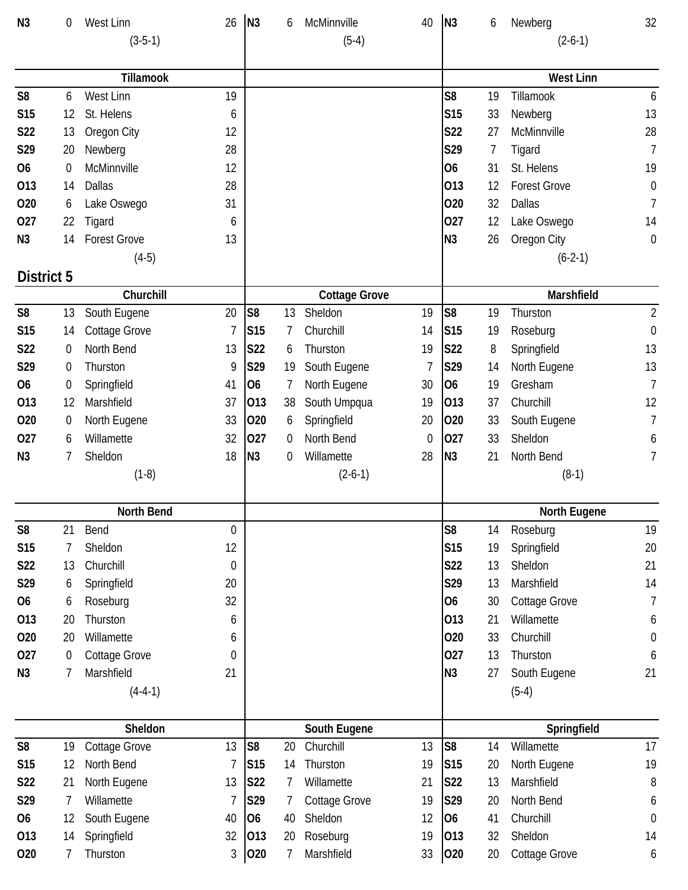| | | | |
|---|---|---|---|
| N3 | 0 | West Linn | 26 |
| | | (3-5-1) | |

| | | | |
|---|---|---|---|
| N3 | 6 | McMinnville | 40 |
| | | (5-4) | |

| | | | |
|---|---|---|---|
| N3 | 6 | Newberg | 32 |
| | | (2-6-1) | |

| Tillamook | | | |
|---|---|---|---|
| S8 | 6 | West Linn | 19 |
| S15 | 12 | St. Helens | 6 |
| S22 | 13 | Oregon City | 12 |
| S29 | 20 | Newberg | 28 |
| O6 | 0 | McMinnville | 12 |
| O13 | 14 | Dallas | 28 |
| O20 | 6 | Lake Oswego | 31 |
| O27 | 22 | Tigard | 6 |
| N3 | 14 | Forest Grove | 13 |
| | | (4-5) | |

| West Linn | | | |
|---|---|---|---|
| S8 | 19 | Tillamook | 6 |
| S15 | 33 | Newberg | 13 |
| S22 | 27 | McMinnville | 28 |
| S29 | 7 | Tigard | 7 |
| O6 | 31 | St. Helens | 19 |
| O13 | 12 | Forest Grove | 0 |
| O20 | 32 | Dallas | 7 |
| O27 | 12 | Lake Oswego | 14 |
| N3 | 26 | Oregon City | 0 |
| | | (6-2-1) | |

## District 5

| Churchill | | | |
|---|---|---|---|
| S8 | 13 | South Eugene | 20 |
| S15 | 14 | Cottage Grove | 7 |
| S22 | 0 | North Bend | 13 |
| S29 | 0 | Thurston | 9 |
| O6 | 0 | Springfield | 41 |
| O13 | 12 | Marshfield | 37 |
| O20 | 0 | North Eugene | 33 |
| O27 | 6 | Willamette | 32 |
| N3 | 7 | Sheldon | 18 |
| | | (1-8) | |

| Cottage Grove | | | |
|---|---|---|---|
| S8 | 13 | Sheldon | 19 |
| S15 | 7 | Churchill | 14 |
| S22 | 6 | Thurston | 19 |
| S29 | 19 | South Eugene | 7 |
| O6 | 7 | North Eugene | 30 |
| O13 | 38 | South Umpqua | 19 |
| O20 | 6 | Springfield | 20 |
| O27 | 0 | North Bend | 0 |
| N3 | 0 | Willamette | 28 |
| | | (2-6-1) | |

| Marshfield | | | |
|---|---|---|---|
| S8 | 19 | Thurston | 2 |
| S15 | 19 | Roseburg | 0 |
| S22 | 8 | Springfield | 13 |
| S29 | 14 | North Eugene | 13 |
| O6 | 19 | Gresham | 7 |
| O13 | 37 | Churchill | 12 |
| O20 | 33 | South Eugene | 7 |
| O27 | 33 | Sheldon | 6 |
| N3 | 21 | North Bend | 7 |
| | | (8-1) | |

| North Bend | | | |
|---|---|---|---|
| S8 | 21 | Bend | 0 |
| S15 | 7 | Sheldon | 12 |
| S22 | 13 | Churchill | 0 |
| S29 | 6 | Springfield | 20 |
| O6 | 6 | Roseburg | 32 |
| O13 | 20 | Thurston | 6 |
| O20 | 20 | Willamette | 6 |
| O27 | 0 | Cottage Grove | 0 |
| N3 | 7 | Marshfield | 21 |
| | | (4-4-1) | |

| North Eugene | | | |
|---|---|---|---|
| S8 | 14 | Roseburg | 19 |
| S15 | 19 | Springfield | 20 |
| S22 | 13 | Sheldon | 21 |
| S29 | 13 | Marshfield | 14 |
| O6 | 30 | Cottage Grove | 7 |
| O13 | 21 | Willamette | 6 |
| O20 | 33 | Churchill | 0 |
| O27 | 13 | Thurston | 6 |
| N3 | 27 | South Eugene | 21 |
| | | (5-4) | |

| Sheldon | | | |
|---|---|---|---|
| S8 | 19 | Cottage Grove | 13 |
| S15 | 12 | North Bend | 7 |
| S22 | 21 | North Eugene | 13 |
| S29 | 7 | Willamette | 7 |
| O6 | 12 | South Eugene | 40 |
| O13 | 14 | Springfield | 32 |
| O20 | 7 | Thurston | 3 |

| South Eugene | | | |
|---|---|---|---|
| S8 | 20 | Churchill | 13 |
| S15 | 14 | Thurston | 19 |
| S22 | 7 | Willamette | 21 |
| S29 | 7 | Cottage Grove | 19 |
| O6 | 40 | Sheldon | 12 |
| O13 | 20 | Roseburg | 19 |
| O20 | 7 | Marshfield | 33 |

| Springfield | | | |
|---|---|---|---|
| S8 | 14 | Willamette | 17 |
| S15 | 20 | North Eugene | 19 |
| S22 | 13 | Marshfield | 8 |
| S29 | 20 | North Bend | 6 |
| O6 | 41 | Churchill | 0 |
| O13 | 32 | Sheldon | 14 |
| O20 | 20 | Cottage Grove | 6 |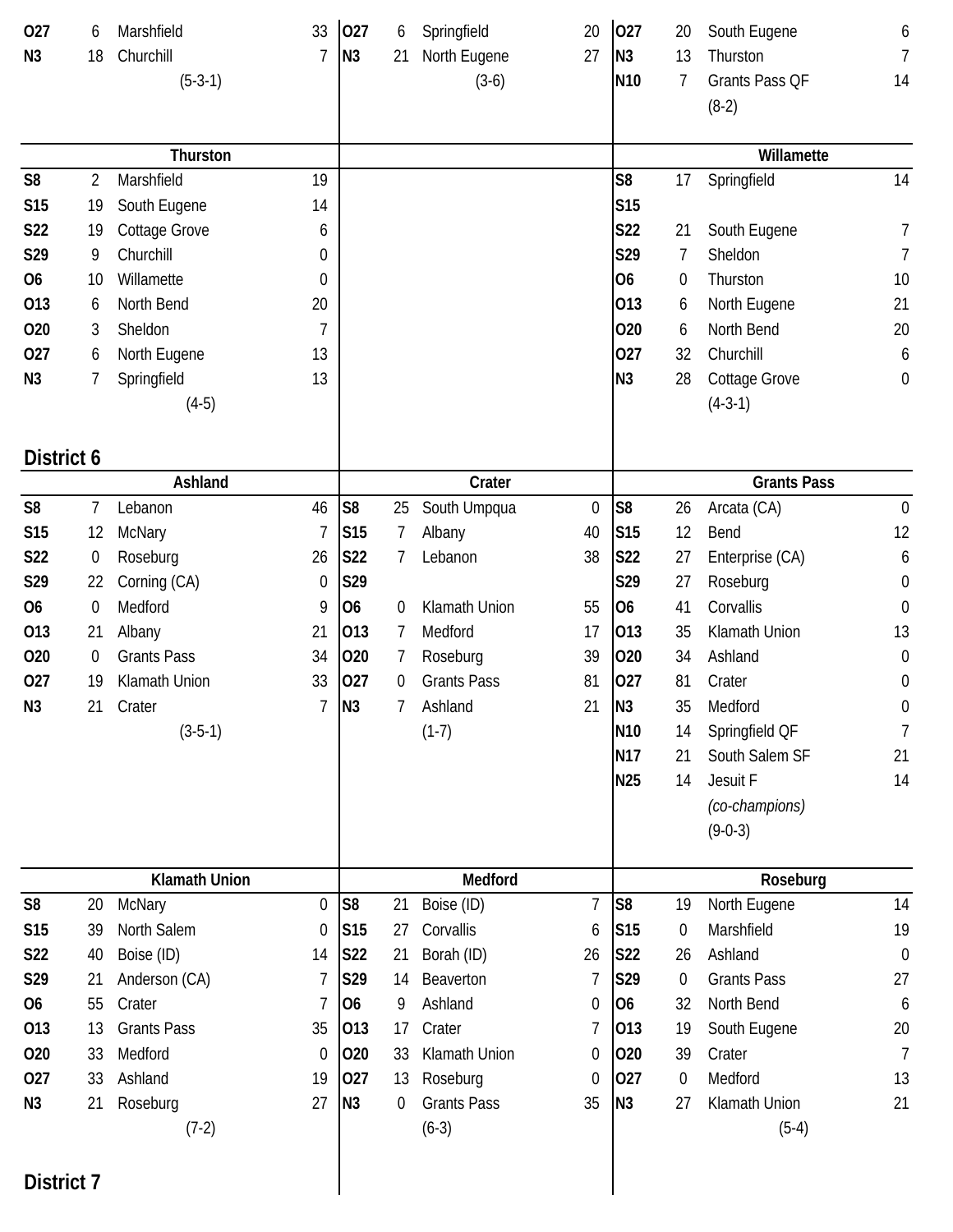| | | | |
|---|---|---|---|
| O27 | 6 | Marshfield | 33 |
| N3 | 18 | Churchill | 7 |
| | | (5-3-1) | |

| | | | |
|---|---|---|---|
| O27 | 6 | Springfield | 20 |
| N3 | 21 | North Eugene | 27 |
| | | (3-6) | |

| | | | |
|---|---|---|---|
| O27 | 20 | South Eugene | 6 |
| N3 | 13 | Thurston | 7 |
| N10 | 7 | Grants Pass QF | 14 |
| | | (8-2) | |

### Thurston

| | | | |
|---|---|---|---|
| S8 | 2 | Marshfield | 19 |
| S15 | 19 | South Eugene | 14 |
| S22 | 19 | Cottage Grove | 6 |
| S29 | 9 | Churchill | 0 |
| O6 | 10 | Willamette | 0 |
| O13 | 6 | North Bend | 20 |
| O20 | 3 | Sheldon | 7 |
| O27 | 6 | North Eugene | 13 |
| N3 | 7 | Springfield | 13 |
| | | (4-5) | |

### Willamette

| | | | |
|---|---|---|---|
| S8 | 17 | Springfield | 14 |
| S15 | | | |
| S22 | 21 | South Eugene | 7 |
| S29 | 7 | Sheldon | 7 |
| O6 | 0 | Thurston | 10 |
| O13 | 6 | North Eugene | 21 |
| O20 | 6 | North Bend | 20 |
| O27 | 32 | Churchill | 6 |
| N3 | 28 | Cottage Grove | 0 |
| | | (4-3-1) | |

## District 6

### Ashland

| | | | |
|---|---|---|---|
| S8 | 7 | Lebanon | 46 |
| S15 | 12 | McNary | 7 |
| S22 | 0 | Roseburg | 26 |
| S29 | 22 | Corning (CA) | 0 |
| O6 | 0 | Medford | 9 |
| O13 | 21 | Albany | 21 |
| O20 | 0 | Grants Pass | 34 |
| O27 | 19 | Klamath Union | 33 |
| N3 | 21 | Crater | 7 |
| | | (3-5-1) | |

### Crater

| | | | |
|---|---|---|---|
| S8 | 25 | South Umpqua | 0 |
| S15 | 7 | Albany | 40 |
| S22 | 7 | Lebanon | 38 |
| S29 | | | |
| O6 | 0 | Klamath Union | 55 |
| O13 | 7 | Medford | 17 |
| O20 | 7 | Roseburg | 39 |
| O27 | 0 | Grants Pass | 81 |
| N3 | 7 | Ashland | 21 |
| | | (1-7) | |

### Grants Pass

| | | | |
|---|---|---|---|
| S8 | 26 | Arcata (CA) | 0 |
| S15 | 12 | Bend | 12 |
| S22 | 27 | Enterprise (CA) | 6 |
| S29 | 27 | Roseburg | 0 |
| O6 | 41 | Corvallis | 0 |
| O13 | 35 | Klamath Union | 13 |
| O20 | 34 | Ashland | 0 |
| O27 | 81 | Crater | 0 |
| N3 | 35 | Medford | 0 |
| N10 | 14 | Springfield QF | 7 |
| N17 | 21 | South Salem SF | 21 |
| N25 | 14 | Jesuit F | 14 |
| | | *(co-champions)* | |
| | | (9-0-3) | |

### Klamath Union

| | | | |
|---|---|---|---|
| S8 | 20 | McNary | 0 |
| S15 | 39 | North Salem | 0 |
| S22 | 40 | Boise (ID) | 14 |
| S29 | 21 | Anderson (CA) | 7 |
| O6 | 55 | Crater | 7 |
| O13 | 13 | Grants Pass | 35 |
| O20 | 33 | Medford | 0 |
| O27 | 33 | Ashland | 19 |
| N3 | 21 | Roseburg | 27 |
| | | (7-2) | |

### Medford

| | | | |
|---|---|---|---|
| S8 | 21 | Boise (ID) | 7 |
| S15 | 27 | Corvallis | 6 |
| S22 | 21 | Borah (ID) | 26 |
| S29 | 14 | Beaverton | 7 |
| O6 | 9 | Ashland | 0 |
| O13 | 17 | Crater | 7 |
| O20 | 33 | Klamath Union | 0 |
| O27 | 13 | Roseburg | 0 |
| N3 | 0 | Grants Pass | 35 |
| | | (6-3) | |

### Roseburg

| | | | |
|---|---|---|---|
| S8 | 19 | North Eugene | 14 |
| S15 | 0 | Marshfield | 19 |
| S22 | 26 | Ashland | 0 |
| S29 | 0 | Grants Pass | 27 |
| O6 | 32 | North Bend | 6 |
| O13 | 19 | South Eugene | 20 |
| O20 | 39 | Crater | 7 |
| O27 | 0 | Medford | 13 |
| N3 | 27 | Klamath Union | 21 |
| | | (5-4) | |

## District 7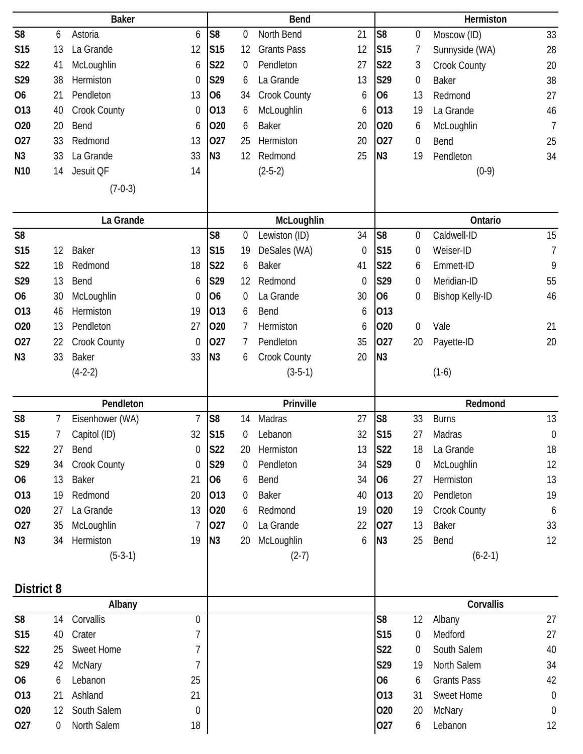### Baker

| Date | Score | Opponent | Score |
|---|---|---|---|
| S8 | 6 | Astoria | 6 |
| S15 | 13 | La Grande | 12 |
| S22 | 41 | McLoughlin | 6 |
| S29 | 38 | Hermiston | 0 |
| O6 | 21 | Pendleton | 13 |
| O13 | 40 | Crook County | 0 |
| O20 | 20 | Bend | 6 |
| O27 | 33 | Redmond | 13 |
| N3 | 33 | La Grande | 33 |
| N10 | 14 | Jesuit QF | 14 |

(7-0-3)

### Bend

| Date | Score | Opponent | Score |
|---|---|---|---|
| S8 | 0 | North Bend | 21 |
| S15 | 12 | Grants Pass | 12 |
| S22 | 0 | Pendleton | 27 |
| S29 | 6 | La Grande | 13 |
| O6 | 34 | Crook County | 6 |
| O13 | 6 | McLoughlin | 6 |
| O20 | 6 | Baker | 20 |
| O27 | 25 | Hermiston | 20 |
| N3 | 12 | Redmond | 25 |

(2-5-2)

### Hermiston

| Date | Score | Opponent | Score |
|---|---|---|---|
| S8 | 0 | Moscow (ID) | 33 |
| S15 | 7 | Sunnyside (WA) | 28 |
| S22 | 3 | Crook County | 20 |
| S29 | 0 | Baker | 38 |
| O6 | 13 | Redmond | 27 |
| O13 | 19 | La Grande | 46 |
| O20 | 6 | McLoughlin | 7 |
| O27 | 0 | Bend | 25 |
| N3 | 19 | Pendleton | 34 |

(0-9)

### La Grande

| Date | Score | Opponent | Score |
|---|---|---|---|
| S8 | | | |
| S15 | 12 | Baker | 13 |
| S22 | 18 | Redmond | 18 |
| S29 | 13 | Bend | 6 |
| O6 | 30 | McLoughlin | 0 |
| O13 | 46 | Hermiston | 19 |
| O20 | 13 | Pendleton | 27 |
| O27 | 22 | Crook County | 0 |
| N3 | 33 | Baker | 33 |

(4-2-2)

### McLoughlin

| Date | Score | Opponent | Score |
|---|---|---|---|
| S8 | 0 | Lewiston (ID) | 34 |
| S15 | 19 | DeSales (WA) | 0 |
| S22 | 6 | Baker | 41 |
| S29 | 12 | Redmond | 0 |
| O6 | 0 | La Grande | 30 |
| O13 | 6 | Bend | 6 |
| O20 | 7 | Hermiston | 6 |
| O27 | 7 | Pendleton | 35 |
| N3 | 6 | Crook County | 20 |

(3-5-1)

### Ontario

| Date | Score | Opponent | Score |
|---|---|---|---|
| S8 | 0 | Caldwell-ID | 15 |
| S15 | 0 | Weiser-ID | 7 |
| S22 | 6 | Emmett-ID | 9 |
| S29 | 0 | Meridian-ID | 55 |
| O6 | 0 | Bishop Kelly-ID | 46 |
| O13 | | | |
| O20 | 0 | Vale | 21 |
| O27 | 20 | Payette-ID | 20 |
| N3 | | | |

(1-6)

### Pendleton

| Date | Score | Opponent | Score |
|---|---|---|---|
| S8 | 7 | Eisenhower (WA) | 7 |
| S15 | 7 | Capitol (ID) | 32 |
| S22 | 27 | Bend | 0 |
| S29 | 34 | Crook County | 0 |
| O6 | 13 | Baker | 21 |
| O13 | 19 | Redmond | 20 |
| O20 | 27 | La Grande | 13 |
| O27 | 35 | McLoughlin | 7 |
| N3 | 34 | Hermiston | 19 |

(5-3-1)

### Prinville

| Date | Score | Opponent | Score |
|---|---|---|---|
| S8 | 14 | Madras | 27 |
| S15 | 0 | Lebanon | 32 |
| S22 | 20 | Hermiston | 13 |
| S29 | 0 | Pendleton | 34 |
| O6 | 6 | Bend | 34 |
| O13 | 0 | Baker | 40 |
| O20 | 6 | Redmond | 19 |
| O27 | 0 | La Grande | 22 |
| N3 | 20 | McLoughlin | 6 |

(2-7)

### Redmond

| Date | Score | Opponent | Score |
|---|---|---|---|
| S8 | 33 | Burns | 13 |
| S15 | 27 | Madras | 0 |
| S22 | 18 | La Grande | 18 |
| S29 | 0 | McLoughlin | 12 |
| O6 | 27 | Hermiston | 13 |
| O13 | 20 | Pendleton | 19 |
| O20 | 19 | Crook County | 6 |
| O27 | 13 | Baker | 33 |
| N3 | 25 | Bend | 12 |

(6-2-1)

## District 8

### Albany

| Date | Score | Opponent | Score |
|---|---|---|---|
| S8 | 14 | Corvallis | 0 |
| S15 | 40 | Crater | 7 |
| S22 | 25 | Sweet Home | 7 |
| S29 | 42 | McNary | 7 |
| O6 | 6 | Lebanon | 25 |
| O13 | 21 | Ashland | 21 |
| O20 | 12 | South Salem | 0 |
| O27 | 0 | North Salem | 18 |

### Corvallis

| Date | Score | Opponent | Score |
|---|---|---|---|
| S8 | 12 | Albany | 27 |
| S15 | 0 | Medford | 27 |
| S22 | 0 | South Salem | 40 |
| S29 | 19 | North Salem | 34 |
| O6 | 6 | Grants Pass | 42 |
| O13 | 31 | Sweet Home | 0 |
| O20 | 20 | McNary | 0 |
| O27 | 6 | Lebanon | 12 |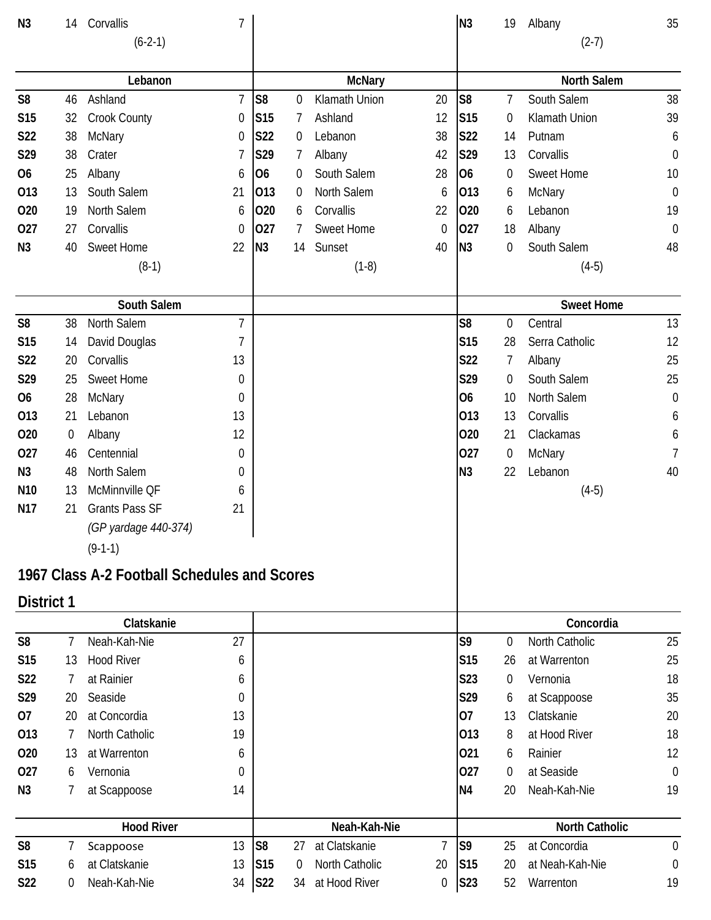| | | | |
|---|---|---|---|
| N3 | 14 | Corvallis | 7 |
| | | (6-2-1) | |

| | | | |
|---|---|---|---|
| N3 | 19 | Albany | 35 |
| | | (2-7) | |

| Lebanon | | | |
|---|---|---|---|
| S8 | 46 | Ashland | 7 |
| S15 | 32 | Crook County | 0 |
| S22 | 38 | McNary | 0 |
| S29 | 38 | Crater | 7 |
| O6 | 25 | Albany | 6 |
| O13 | 13 | South Salem | 21 |
| O20 | 19 | North Salem | 6 |
| O27 | 27 | Corvallis | 0 |
| N3 | 40 | Sweet Home | 22 |
| | | (8-1) | |

| McNary | | | |
|---|---|---|---|
| S8 | 0 | Klamath Union | 20 |
| S15 | 7 | Ashland | 12 |
| S22 | 0 | Lebanon | 38 |
| S29 | 7 | Albany | 42 |
| O6 | 0 | South Salem | 28 |
| O13 | 0 | North Salem | 6 |
| O20 | 6 | Corvallis | 22 |
| O27 | 7 | Sweet Home | 0 |
| N3 | 14 | Sunset | 40 |
| | | (1-8) | |

| North Salem | | | |
|---|---|---|---|
| S8 | 7 | South Salem | 38 |
| S15 | 0 | Klamath Union | 39 |
| S22 | 14 | Putnam | 6 |
| S29 | 13 | Corvallis | 0 |
| O6 | 0 | Sweet Home | 10 |
| O13 | 6 | McNary | 0 |
| O20 | 6 | Lebanon | 19 |
| O27 | 18 | Albany | 0 |
| N3 | 0 | South Salem | 48 |
| | | (4-5) | |

| South Salem | | | |
|---|---|---|---|
| S8 | 38 | North Salem | 7 |
| S15 | 14 | David Douglas | 7 |
| S22 | 20 | Corvallis | 13 |
| S29 | 25 | Sweet Home | 0 |
| O6 | 28 | McNary | 0 |
| O13 | 21 | Lebanon | 13 |
| O20 | 0 | Albany | 12 |
| O27 | 46 | Centennial | 0 |
| N3 | 48 | North Salem | 0 |
| N10 | 13 | McMinnville QF | 6 |
| N17 | 21 | Grants Pass SF | 21 |
| | | *(GP yardage 440-374)* | |
| | | (9-1-1) | |

| Sweet Home | | | |
|---|---|---|---|
| S8 | 0 | Central | 13 |
| S15 | 28 | Serra Catholic | 12 |
| S22 | 7 | Albany | 25 |
| S29 | 0 | South Salem | 25 |
| O6 | 10 | North Salem | 0 |
| O13 | 13 | Corvallis | 6 |
| O20 | 21 | Clackamas | 6 |
| O27 | 0 | McNary | 7 |
| N3 | 22 | Lebanon | 40 |
| | | (4-5) | |

# 1967 Class A-2 Football Schedules and Scores

## District 1

| Clatskanie | | | |
|---|---|---|---|
| S8 | 7 | Neah-Kah-Nie | 27 |
| S15 | 13 | Hood River | 6 |
| S22 | 7 | at Rainier | 6 |
| S29 | 20 | Seaside | 0 |
| O7 | 20 | at Concordia | 13 |
| O13 | 7 | North Catholic | 19 |
| O20 | 13 | at Warrenton | 6 |
| O27 | 6 | Vernonia | 0 |
| N3 | 7 | at Scappoose | 14 |

| Concordia | | | |
|---|---|---|---|
| S9 | 0 | North Catholic | 25 |
| S15 | 26 | at Warrenton | 25 |
| S23 | 0 | Vernonia | 18 |
| S29 | 6 | at Scappoose | 35 |
| O7 | 13 | Clatskanie | 20 |
| O13 | 8 | at Hood River | 18 |
| O21 | 6 | Rainier | 12 |
| O27 | 0 | at Seaside | 0 |
| N4 | 20 | Neah-Kah-Nie | 19 |

| Hood River | | | |
|---|---|---|---|
| S8 | 7 | Scappoose | 13 |
| S15 | 6 | at Clatskanie | 13 |
| S22 | 0 | Neah-Kah-Nie | 34 |

| Neah-Kah-Nie | | | |
|---|---|---|---|
| S8 | 27 | at Clatskanie | 7 |
| S15 | 0 | North Catholic | 20 |
| S22 | 34 | at Hood River | 0 |

| North Catholic | | | |
|---|---|---|---|
| S9 | 25 | at Concordia | 0 |
| S15 | 20 | at Neah-Kah-Nie | 0 |
| S23 | 52 | Warrenton | 19 |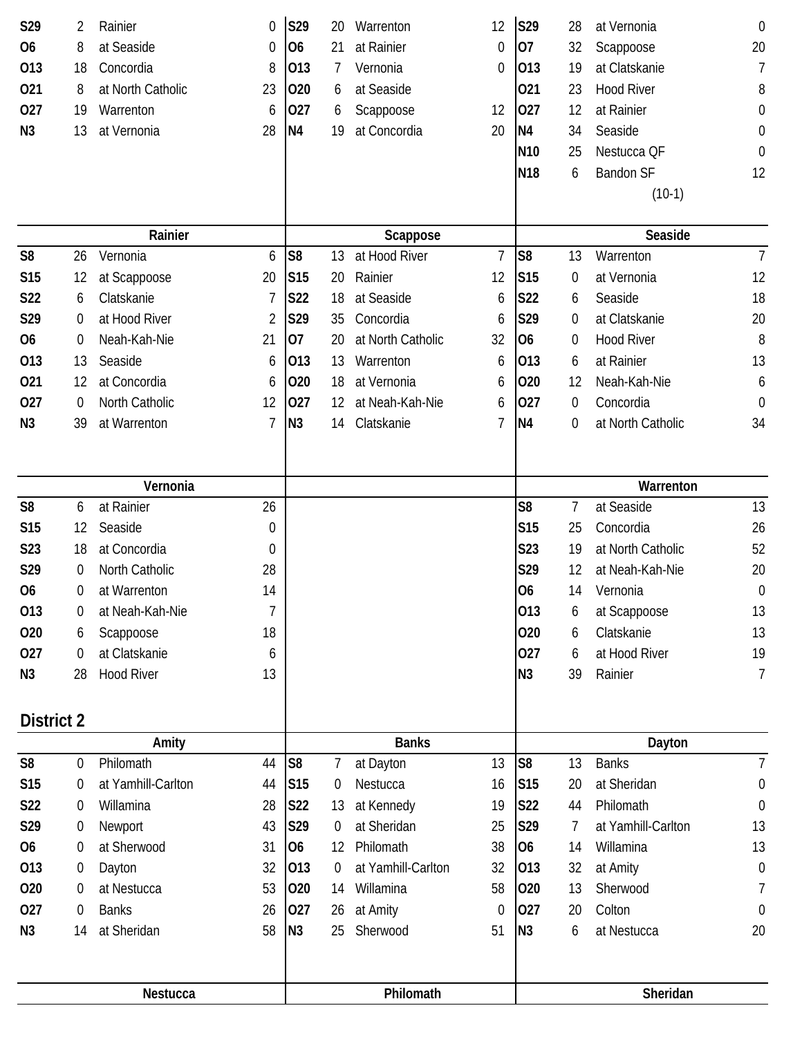| | | | |
|---|---|---|---|
| S29 | 2 | Rainier | 0 |
| O6 | 8 | at Seaside | 0 |
| O13 | 18 | Concordia | 8 |
| O21 | 8 | at North Catholic | 23 |
| O27 | 19 | Warrenton | 6 |
| N3 | 13 | at Vernonia | 28 |

| | | | |
|---|---|---|---|
| S29 | 20 | Warrenton | 12 |
| O6 | 21 | at Rainier | 0 |
| O13 | 7 | Vernonia | 0 |
| O20 | 6 | at Seaside | |
| O27 | 6 | Scappoose | 12 |
| N4 | 19 | at Concordia | 20 |

| | | | |
|---|---|---|---|
| S29 | 28 | at Vernonia | 0 |
| O7 | 32 | Scappoose | 20 |
| O13 | 19 | at Clatskanie | 7 |
| O21 | 23 | Hood River | 8 |
| O27 | 12 | at Rainier | 0 |
| N4 | 34 | Seaside | 0 |
| N10 | 25 | Nestucca QF | 0 |
| N18 | 6 | Bandon SF | 12 |
| | | (10-1) | |

**Rainier**

| | | | |
|---|---|---|---|
| S8 | 26 | Vernonia | 6 |
| S15 | 12 | at Scappoose | 20 |
| S22 | 6 | Clatskanie | 7 |
| S29 | 0 | at Hood River | 2 |
| O6 | 0 | Neah-Kah-Nie | 21 |
| O13 | 13 | Seaside | 6 |
| O21 | 12 | at Concordia | 6 |
| O27 | 0 | North Catholic | 12 |
| N3 | 39 | at Warrenton | 7 |

**Scappose**

| | | | |
|---|---|---|---|
| S8 | 13 | at Hood River | 7 |
| S15 | 20 | Rainier | 12 |
| S22 | 18 | at Seaside | 6 |
| S29 | 35 | Concordia | 6 |
| O7 | 20 | at North Catholic | 32 |
| O13 | 13 | Warrenton | 6 |
| O20 | 18 | at Vernonia | 6 |
| O27 | 12 | at Neah-Kah-Nie | 6 |
| N3 | 14 | Clatskanie | 7 |

**Seaside**

| | | | |
|---|---|---|---|
| S8 | 13 | Warrenton | 7 |
| S15 | 0 | at Vernonia | 12 |
| S22 | 6 | Seaside | 18 |
| S29 | 0 | at Clatskanie | 20 |
| O6 | 0 | Hood River | 8 |
| O13 | 6 | at Rainier | 13 |
| O20 | 12 | Neah-Kah-Nie | 6 |
| O27 | 0 | Concordia | 0 |
| N4 | 0 | at North Catholic | 34 |

**Vernonia**

| | | | |
|---|---|---|---|
| S8 | 6 | at Rainier | 26 |
| S15 | 12 | Seaside | 0 |
| S23 | 18 | at Concordia | 0 |
| S29 | 0 | North Catholic | 28 |
| O6 | 0 | at Warrenton | 14 |
| O13 | 0 | at Neah-Kah-Nie | 7 |
| O20 | 6 | Scappoose | 18 |
| O27 | 0 | at Clatskanie | 6 |
| N3 | 28 | Hood River | 13 |

**Warrenton**

| | | | |
|---|---|---|---|
| S8 | 7 | at Seaside | 13 |
| S15 | 25 | Concordia | 26 |
| S23 | 19 | at North Catholic | 52 |
| S29 | 12 | at Neah-Kah-Nie | 20 |
| O6 | 14 | Vernonia | 0 |
| O13 | 6 | at Scappoose | 13 |
| O20 | 6 | Clatskanie | 13 |
| O27 | 6 | at Hood River | 19 |
| N3 | 39 | Rainier | 7 |

## District 2

**Amity**

| | | | |
|---|---|---|---|
| S8 | 0 | Philomath | 44 |
| S15 | 0 | at Yamhill-Carlton | 44 |
| S22 | 0 | Willamina | 28 |
| S29 | 0 | Newport | 43 |
| O6 | 0 | at Sherwood | 31 |
| O13 | 0 | Dayton | 32 |
| O20 | 0 | at Nestucca | 53 |
| O27 | 0 | Banks | 26 |
| N3 | 14 | at Sheridan | 58 |

**Banks**

| | | | |
|---|---|---|---|
| S8 | 7 | at Dayton | 13 |
| S15 | 0 | Nestucca | 16 |
| S22 | 13 | at Kennedy | 19 |
| S29 | 0 | at Sheridan | 25 |
| O6 | 12 | Philomath | 38 |
| O13 | 0 | at Yamhill-Carlton | 32 |
| O20 | 14 | Willamina | 58 |
| O27 | 26 | at Amity | 0 |
| N3 | 25 | Sherwood | 51 |

**Dayton**

| | | | |
|---|---|---|---|
| S8 | 13 | Banks | 7 |
| S15 | 20 | at Sheridan | 0 |
| S22 | 44 | Philomath | 0 |
| S29 | 7 | at Yamhill-Carlton | 13 |
| O6 | 14 | Willamina | 13 |
| O13 | 32 | at Amity | 0 |
| O20 | 13 | Sherwood | 7 |
| O27 | 20 | Colton | 0 |
| N3 | 6 | at Nestucca | 20 |

**Nestucca**

**Philomath**

**Sheridan**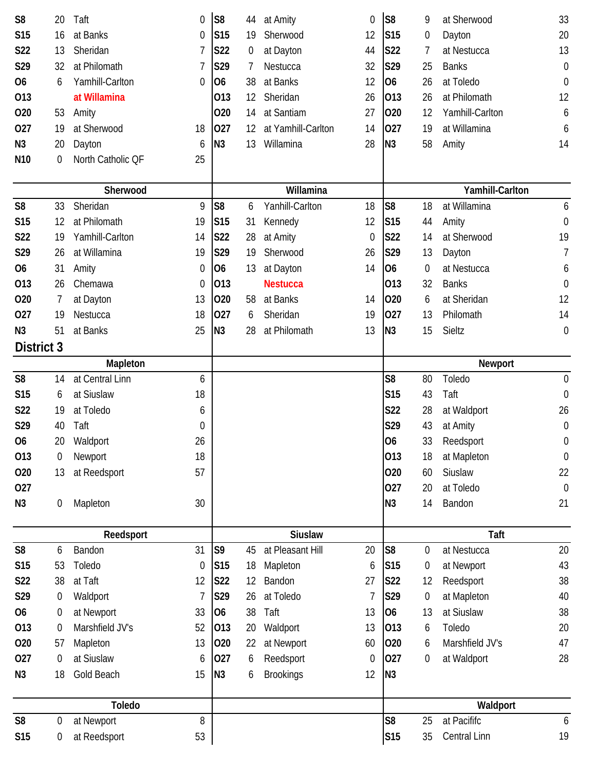| | | | |
|---|---|---|---|
| S8 | 20 | Taft | 0 |
| S15 | 16 | at Banks | 0 |
| S22 | 13 | Sheridan | 7 |
| S29 | 32 | at Philomath | 7 |
| O6 | 6 | Yamhill-Carlton | 0 |
| O13 | | at Willamina | |
| O20 | 53 | Amity | |
| O27 | 19 | at Sherwood | 18 |
| N3 | 20 | Dayton | 6 |
| N10 | 0 | North Catholic QF | 25 |

| | | | |
|---|---|---|---|
| S8 | 44 | at Amity | 0 |
| S15 | 19 | Sherwood | 12 |
| S22 | 0 | at Dayton | 44 |
| S29 | 7 | Nestucca | 32 |
| O6 | 38 | at Banks | 12 |
| O13 | 12 | Sheridan | 26 |
| O20 | 14 | at Santiam | 27 |
| O27 | 12 | at Yamhill-Carlton | 14 |
| N3 | 13 | Willamina | 28 |

| | | | |
|---|---|---|---|
| S8 | 9 | at Sherwood | 33 |
| S15 | 0 | Dayton | 20 |
| S22 | 7 | at Nestucca | 13 |
| S29 | 25 | Banks | 0 |
| O6 | 26 | at Toledo | 0 |
| O13 | 26 | at Philomath | 12 |
| O20 | 12 | Yamhill-Carlton | 6 |
| O27 | 19 | at Willamina | 6 |
| N3 | 58 | Amity | 14 |

| Sherwood | | | |
|---|---|---|---|
| S8 | 33 | Sheridan | 9 |
| S15 | 12 | at Philomath | 19 |
| S22 | 19 | Yamhill-Carlton | 14 |
| S29 | 26 | at Willamina | 19 |
| O6 | 31 | Amity | 0 |
| O13 | 26 | Chemawa | 0 |
| O20 | 7 | at Dayton | 13 |
| O27 | 19 | Nestucca | 18 |
| N3 | 51 | at Banks | 25 |

| Willamina | | | |
|---|---|---|---|
| S8 | 6 | Yanhill-Carlton | 18 |
| S15 | 31 | Kennedy | 12 |
| S22 | 28 | at Amity | 0 |
| S29 | 19 | Sherwood | 26 |
| O6 | 13 | at Dayton | 14 |
| O13 | | Nestucca | |
| O20 | 58 | at Banks | 14 |
| O27 | 6 | Sheridan | 19 |
| N3 | 28 | at Philomath | 13 |

| Yamhill-Carlton | | | |
|---|---|---|---|
| S8 | 18 | at Willamina | 6 |
| S15 | 44 | Amity | 0 |
| S22 | 14 | at Sherwood | 19 |
| S29 | 13 | Dayton | 7 |
| O6 | 0 | at Nestucca | 6 |
| O13 | 32 | Banks | 0 |
| O20 | 6 | at Sheridan | 12 |
| O27 | 13 | Philomath | 14 |
| N3 | 15 | Sieltz | 0 |

## District 3

| Mapleton | | | |
|---|---|---|---|
| S8 | 14 | at Central Linn | 6 |
| S15 | 6 | at Siuslaw | 18 |
| S22 | 19 | at Toledo | 6 |
| S29 | 40 | Taft | 0 |
| O6 | 20 | Waldport | 26 |
| O13 | 0 | Newport | 18 |
| O20 | 13 | at Reedsport | 57 |
| O27 | | | |
| N3 | 0 | Mapleton | 30 |

| Newport | | | |
|---|---|---|---|
| S8 | 80 | Toledo | 0 |
| S15 | 43 | Taft | 0 |
| S22 | 28 | at Waldport | 26 |
| S29 | 43 | at Amity | 0 |
| O6 | 33 | Reedsport | 0 |
| O13 | 18 | at Mapleton | 0 |
| O20 | 60 | Siuslaw | 22 |
| O27 | 20 | at Toledo | 0 |
| N3 | 14 | Bandon | 21 |

| Reedsport | | | |
|---|---|---|---|
| S8 | 6 | Bandon | 31 |
| S15 | 53 | Toledo | 0 |
| S22 | 38 | at Taft | 12 |
| S29 | 0 | Waldport | 7 |
| O6 | 0 | at Newport | 33 |
| O13 | 0 | Marshfield JV's | 52 |
| O20 | 57 | Mapleton | 13 |
| O27 | 0 | at Siuslaw | 6 |
| N3 | 18 | Gold Beach | 15 |

| Siuslaw | | | |
|---|---|---|---|
| S9 | 45 | at Pleasant Hill | 20 |
| S15 | 18 | Mapleton | 6 |
| S22 | 12 | Bandon | 27 |
| S29 | 26 | at Toledo | 7 |
| O6 | 38 | Taft | 13 |
| O13 | 20 | Waldport | 13 |
| O20 | 22 | at Newport | 60 |
| O27 | 6 | Reedsport | 0 |
| N3 | 6 | Brookings | 12 |

| Taft | | | |
|---|---|---|---|
| S8 | 0 | at Nestucca | 20 |
| S15 | 0 | at Newport | 43 |
| S22 | 12 | Reedsport | 38 |
| S29 | 0 | at Mapleton | 40 |
| O6 | 13 | at Siuslaw | 38 |
| O13 | 6 | Toledo | 20 |
| O20 | 6 | Marshfield JV's | 47 |
| O27 | 0 | at Waldport | 28 |
| N3 | | | |

| Toledo | | | |
|---|---|---|---|
| S8 | 0 | at Newport | 8 |
| S15 | 0 | at Reedsport | 53 |

| Waldport | | | |
|---|---|---|---|
| S8 | 25 | at Pacififc | 6 |
| S15 | 35 | Central Linn | 19 |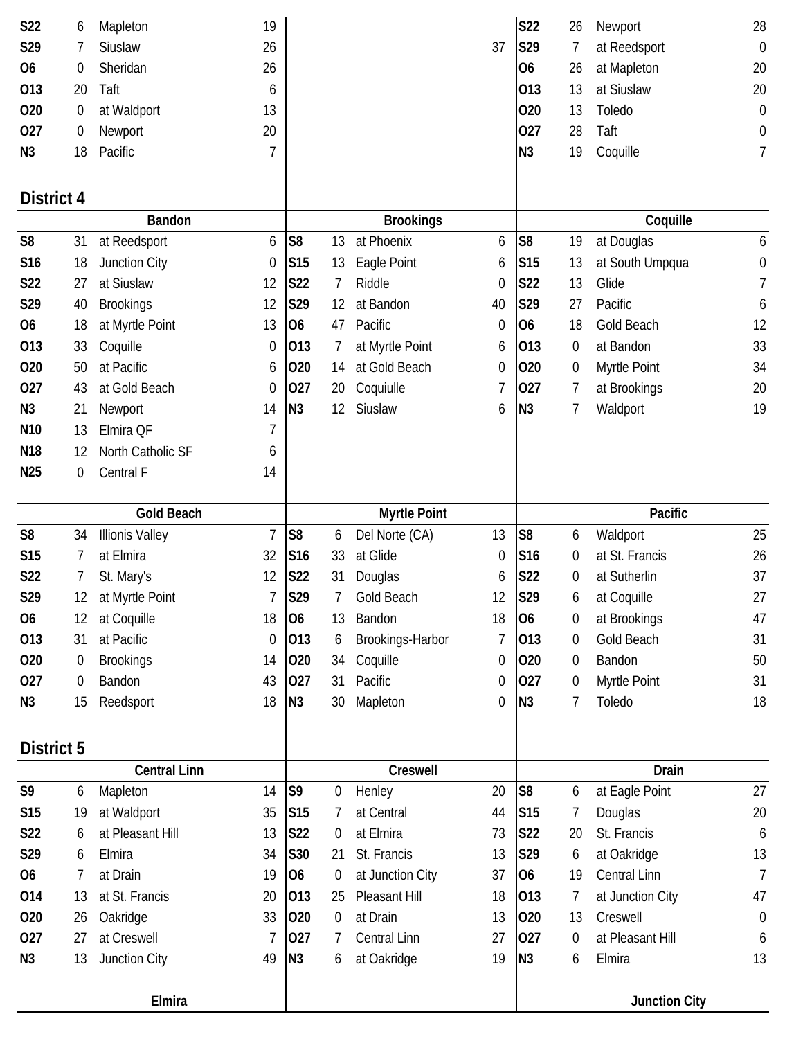| | | | |
|---|---|---|---|
| S22 | 6 | Mapleton | 19 |
| S29 | 7 | Siuslaw | 26 |
| O6 | 0 | Sheridan | 26 |
| O13 | 20 | Taft | 6 |
| O20 | 0 | at Waldport | 13 |
| O27 | 0 | Newport | 20 |
| N3 | 18 | Pacific | 7 |

37

| | | | |
|---|---|---|---|
| S22 | 26 | Newport | 28 |
| S29 | 7 | at Reedsport | 0 |
| O6 | 26 | at Mapleton | 20 |
| O13 | 13 | at Siuslaw | 20 |
| O20 | 13 | Toledo | 0 |
| O27 | 28 | Taft | 0 |
| N3 | 19 | Coquille | 7 |

## District 4

**Bandon**

| | | | |
|---|---|---|---|
| S8 | 31 | at Reedsport | 6 |
| S16 | 18 | Junction City | 0 |
| S22 | 27 | at Siuslaw | 12 |
| S29 | 40 | Brookings | 12 |
| O6 | 18 | at Myrtle Point | 13 |
| O13 | 33 | Coquille | 0 |
| O20 | 50 | at Pacific | 6 |
| O27 | 43 | at Gold Beach | 0 |
| N3 | 21 | Newport | 14 |
| N10 | 13 | Elmira QF | 7 |
| N18 | 12 | North Catholic SF | 6 |
| N25 | 0 | Central F | 14 |

**Brookings**

| | | | |
|---|---|---|---|
| S8 | 13 | at Phoenix | 6 |
| S15 | 13 | Eagle Point | 6 |
| S22 | 7 | Riddle | 0 |
| S29 | 12 | at Bandon | 40 |
| O6 | 47 | Pacific | 0 |
| O13 | 7 | at Myrtle Point | 6 |
| O20 | 14 | at Gold Beach | 0 |
| O27 | 20 | Coquiulle | 7 |
| N3 | 12 | Siuslaw | 6 |

**Coquille**

| | | | |
|---|---|---|---|
| S8 | 19 | at Douglas | 6 |
| S15 | 13 | at South Umpqua | 0 |
| S22 | 13 | Glide | 7 |
| S29 | 27 | Pacific | 6 |
| O6 | 18 | Gold Beach | 12 |
| O13 | 0 | at Bandon | 33 |
| O20 | 0 | Myrtle Point | 34 |
| O27 | 7 | at Brookings | 20 |
| N3 | 7 | Waldport | 19 |

**Gold Beach**

| | | | |
|---|---|---|---|
| S8 | 34 | Illinois Valley | 7 |
| S15 | 7 | at Elmira | 32 |
| S22 | 7 | St. Mary's | 12 |
| S29 | 12 | at Myrtle Point | 7 |
| O6 | 12 | at Coquille | 18 |
| O13 | 31 | at Pacific | 0 |
| O20 | 0 | Brookings | 14 |
| O27 | 0 | Bandon | 43 |
| N3 | 15 | Reedsport | 18 |

**Myrtle Point**

| | | | |
|---|---|---|---|
| S8 | 6 | Del Norte (CA) | 13 |
| S16 | 33 | at Glide | 0 |
| S22 | 31 | Douglas | 6 |
| S29 | 7 | Gold Beach | 12 |
| O6 | 13 | Bandon | 18 |
| O13 | 6 | Brookings-Harbor | 7 |
| O20 | 34 | Coquille | 0 |
| O27 | 31 | Pacific | 0 |
| N3 | 30 | Mapleton | 0 |

**Pacific**

| | | | |
|---|---|---|---|
| S8 | 6 | Waldport | 25 |
| S16 | 0 | at St. Francis | 26 |
| S22 | 0 | at Sutherlin | 37 |
| S29 | 6 | at Coquille | 27 |
| O6 | 0 | at Brookings | 47 |
| O13 | 0 | Gold Beach | 31 |
| O20 | 0 | Bandon | 50 |
| O27 | 0 | Myrtle Point | 31 |
| N3 | 7 | Toledo | 18 |

## District 5

**Central Linn**

| | | | |
|---|---|---|---|
| S9 | 6 | Mapleton | 14 |
| S15 | 19 | at Waldport | 35 |
| S22 | 6 | at Pleasant Hill | 13 |
| S29 | 6 | Elmira | 34 |
| O6 | 7 | at Drain | 19 |
| O14 | 13 | at St. Francis | 20 |
| O20 | 26 | Oakridge | 33 |
| O27 | 27 | at Creswell | 7 |
| N3 | 13 | Junction City | 49 |

**Creswell**

| | | | |
|---|---|---|---|
| S9 | 0 | Henley | 20 |
| S15 | 7 | at Central | 44 |
| S22 | 0 | at Elmira | 73 |
| S30 | 21 | St. Francis | 13 |
| O6 | 0 | at Junction City | 37 |
| O13 | 25 | Pleasant Hill | 18 |
| O20 | 0 | at Drain | 13 |
| O27 | 7 | Central Linn | 27 |
| N3 | 6 | at Oakridge | 19 |

**Drain**

| | | | |
|---|---|---|---|
| S8 | 6 | at Eagle Point | 27 |
| S15 | 7 | Douglas | 20 |
| S22 | 20 | St. Francis | 6 |
| S29 | 6 | at Oakridge | 13 |
| O6 | 19 | Central Linn | 7 |
| O13 | 7 | at Junction City | 47 |
| O20 | 13 | Creswell | 0 |
| O27 | 0 | at Pleasant Hill | 6 |
| N3 | 6 | Elmira | 13 |

**Elmira**

**Junction City**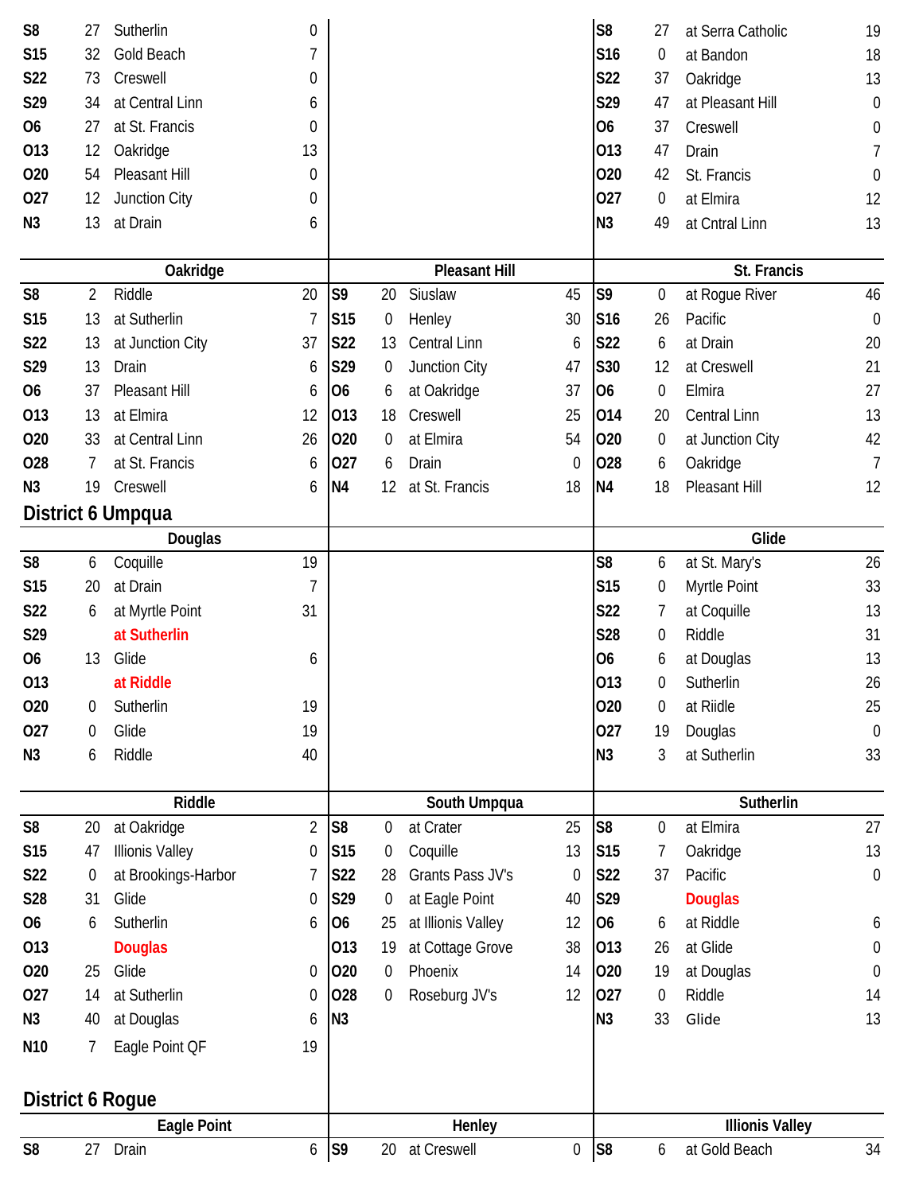| | | | |
|---|---|---|---|
| S8 | 27 | Sutherlin | 0 |
| S15 | 32 | Gold Beach | 7 |
| S22 | 73 | Creswell | 0 |
| S29 | 34 | at Central Linn | 6 |
| O6 | 27 | at St. Francis | 0 |
| O13 | 12 | Oakridge | 13 |
| O20 | 54 | Pleasant Hill | 0 |
| O27 | 12 | Junction City | 0 |
| N3 | 13 | at Drain | 6 |

| | | | |
|---|---|---|---|
| S8 | 27 | at Serra Catholic | 19 |
| S16 | 0 | at Bandon | 18 |
| S22 | 37 | Oakridge | 13 |
| S29 | 47 | at Pleasant Hill | 0 |
| O6 | 37 | Creswell | 0 |
| O13 | 47 | Drain | 7 |
| O20 | 42 | St. Francis | 0 |
| O27 | 0 | at Elmira | 12 |
| N3 | 49 | at Cntral Linn | 13 |

| Oakridge | | | |
|---|---|---|---|
| S8 | 2 | Riddle | 20 |
| S15 | 13 | at Sutherlin | 7 |
| S22 | 13 | at Junction City | 37 |
| S29 | 13 | Drain | 6 |
| O6 | 37 | Pleasant Hill | 6 |
| O13 | 13 | at Elmira | 12 |
| O20 | 33 | at Central Linn | 26 |
| O28 | 7 | at St. Francis | 6 |
| N3 | 19 | Creswell | 6 |

| Pleasant Hill | | | |
|---|---|---|---|
| S9 | 20 | Siuslaw | 45 |
| S15 | 0 | Henley | 30 |
| S22 | 13 | Central Linn | 6 |
| S29 | 0 | Junction City | 47 |
| O6 | 6 | at Oakridge | 37 |
| O13 | 18 | Creswell | 25 |
| O20 | 0 | at Elmira | 54 |
| O27 | 6 | Drain | 0 |
| N4 | 12 | at St. Francis | 18 |

| St. Francis | | | |
|---|---|---|---|
| S9 | 0 | at Rogue River | 46 |
| S16 | 26 | Pacific | 0 |
| S22 | 6 | at Drain | 20 |
| S30 | 12 | at Creswell | 21 |
| O6 | 0 | Elmira | 27 |
| O14 | 20 | Central Linn | 13 |
| O20 | 0 | at Junction City | 42 |
| O28 | 6 | Oakridge | 7 |
| N4 | 18 | Pleasant Hill | 12 |

## District 6 Umpqua

| Douglas | | | |
|---|---|---|---|
| S8 | 6 | Coquille | 19 |
| S15 | 20 | at Drain | 7 |
| S22 | 6 | at Myrtle Point | 31 |
| S29 | | at Sutherlin | |
| O6 | 13 | Glide | 6 |
| O13 | | at Riddle | |
| O20 | 0 | Sutherlin | 19 |
| O27 | 0 | Glide | 19 |
| N3 | 6 | Riddle | 40 |

| Glide | | | |
|---|---|---|---|
| S8 | 6 | at St. Mary's | 26 |
| S15 | 0 | Myrtle Point | 33 |
| S22 | 7 | at Coquille | 13 |
| S28 | 0 | Riddle | 31 |
| O6 | 6 | at Douglas | 13 |
| O13 | 0 | Sutherlin | 26 |
| O20 | 0 | at Riidle | 25 |
| O27 | 19 | Douglas | 0 |
| N3 | 3 | at Sutherlin | 33 |

| Riddle | | | |
|---|---|---|---|
| S8 | 20 | at Oakridge | 2 |
| S15 | 47 | Illinois Valley | 0 |
| S22 | 0 | at Brookings-Harbor | 7 |
| S28 | 31 | Glide | 0 |
| O6 | 6 | Sutherlin | 6 |
| O13 | | Douglas | |
| O20 | 25 | Glide | 0 |
| O27 | 14 | at Sutherlin | 0 |
| N3 | 40 | at Douglas | 6 |
| N10 | 7 | Eagle Point QF | 19 |

| South Umpqua | | | |
|---|---|---|---|
| S8 | 0 | at Crater | 25 |
| S15 | 0 | Coquille | 13 |
| S22 | 28 | Grants Pass JV's | 0 |
| S29 | 0 | at Eagle Point | 40 |
| O6 | 25 | at Illinois Valley | 12 |
| O13 | 19 | at Cottage Grove | 38 |
| O20 | 0 | Phoenix | 14 |
| O28 | 0 | Roseburg JV's | 12 |
| N3 | | | |

| Sutherlin | | | |
|---|---|---|---|
| S8 | 0 | at Elmira | 27 |
| S15 | 7 | Oakridge | 13 |
| S22 | 37 | Pacific | 0 |
| S29 | | Douglas | |
| O6 | 6 | at Riddle | 6 |
| O13 | 26 | at Glide | 0 |
| O20 | 19 | at Douglas | 0 |
| O27 | 0 | Riddle | 14 |
| N3 | 33 | Glide | 13 |

## District 6 Rogue

| Eagle Point | | | |
|---|---|---|---|
| S8 | 27 | Drain | 6 |

| Henley | | | |
|---|---|---|---|
| S9 | 20 | at Creswell | 0 |

| Illionis Valley | | | |
|---|---|---|---|
| S8 | 6 | at Gold Beach | 34 |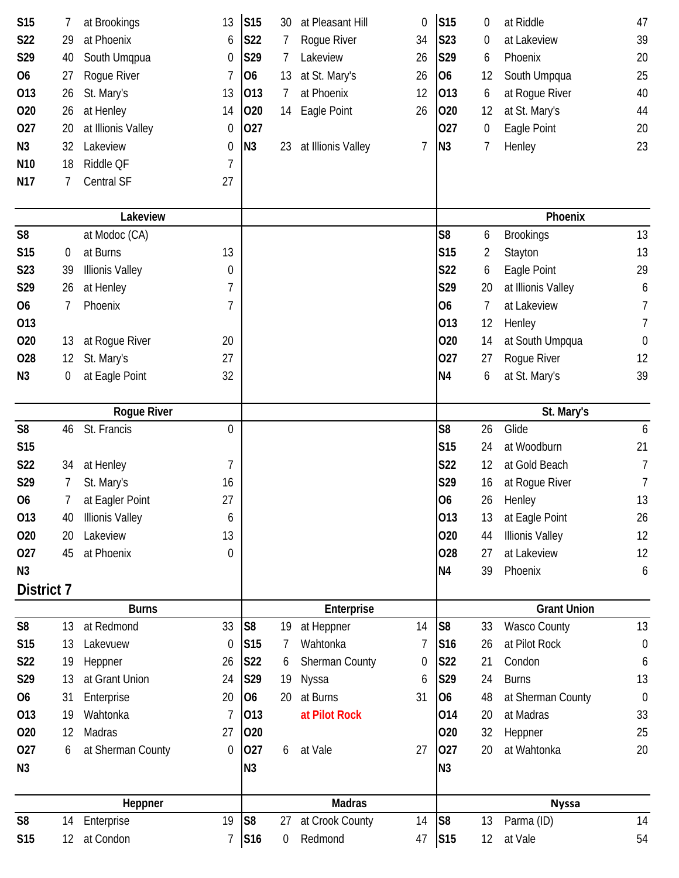| | | | |
|---|---|---|---|
| S15 | 7 | at Brookings | 13 |
| S22 | 29 | at Phoenix | 6 |
| S29 | 40 | South Umqpua | 0 |
| O6 | 27 | Rogue River | 7 |
| O13 | 26 | St. Mary's | 13 |
| O20 | 26 | at Henley | 14 |
| O27 | 20 | at Illinois Valley | 0 |
| N3 | 32 | Lakeview | 0 |
| N10 | 18 | Riddle QF | 7 |
| N17 | 7 | Central SF | 27 |

| | | | |
|---|---|---|---|
| S15 | 30 | at Pleasant Hill | 0 |
| S22 | 7 | Rogue River | 34 |
| S29 | 7 | Lakeview | 26 |
| O6 | 13 | at St. Mary's | 26 |
| O13 | 7 | at Phoenix | 12 |
| O20 | 14 | Eagle Point | 26 |
| O27 | | | |
| N3 | 23 | at Illinois Valley | 7 |

| | | | |
|---|---|---|---|
| S15 | 0 | at Riddle | 47 |
| S23 | 0 | at Lakeview | 39 |
| S29 | 6 | Phoenix | 20 |
| O6 | 12 | South Umpqua | 25 |
| O13 | 6 | at Rogue River | 40 |
| O20 | 12 | at St. Mary's | 44 |
| O27 | 0 | Eagle Point | 20 |
| N3 | 7 | Henley | 23 |

### Lakeview

| | | | |
|---|---|---|---|
| S8 | | at Modoc (CA) | |
| S15 | 0 | at Burns | 13 |
| S23 | 39 | Illinois Valley | 0 |
| S29 | 26 | at Henley | 7 |
| O6 | 7 | Phoenix | 7 |
| O13 | | | |
| O20 | 13 | at Rogue River | 20 |
| O28 | 12 | St. Mary's | 27 |
| N3 | 0 | at Eagle Point | 32 |

### Phoenix

| | | | |
|---|---|---|---|
| S8 | 6 | Brookings | 13 |
| S15 | 2 | Stayton | 13 |
| S22 | 6 | Eagle Point | 29 |
| S29 | 20 | at Illinois Valley | 6 |
| O6 | 7 | at Lakeview | 7 |
| O13 | 12 | Henley | 7 |
| O20 | 14 | at South Umpqua | 0 |
| O27 | 27 | Rogue River | 12 |
| N4 | 6 | at St. Mary's | 39 |

### Rogue River

| | | | |
|---|---|---|---|
| S8 | 46 | St. Francis | 0 |
| S15 | | | |
| S22 | 34 | at Henley | 7 |
| S29 | 7 | St. Mary's | 16 |
| O6 | 7 | at Eagler Point | 27 |
| O13 | 40 | Illinois Valley | 6 |
| O20 | 20 | Lakeview | 13 |
| O27 | 45 | at Phoenix | 0 |
| N3 | | | |

### St. Mary's

| | | | |
|---|---|---|---|
| S8 | 26 | Glide | 6 |
| S15 | 24 | at Woodburn | 21 |
| S22 | 12 | at Gold Beach | 7 |
| S29 | 16 | at Rogue River | 7 |
| O6 | 26 | Henley | 13 |
| O13 | 13 | at Eagle Point | 26 |
| O20 | 44 | Illinois Valley | 12 |
| O28 | 27 | at Lakeview | 12 |
| N4 | 39 | Phoenix | 6 |

## District 7

### Burns

| | | | |
|---|---|---|---|
| S8 | 13 | at Redmond | 33 |
| S15 | 13 | Lakevuew | 0 |
| S22 | 19 | Heppner | 26 |
| S29 | 13 | at Grant Union | 24 |
| O6 | 31 | Enterprise | 20 |
| O13 | 19 | Wahtonka | 7 |
| O20 | 12 | Madras | 27 |
| O27 | 6 | at Sherman County | 0 |
| N3 | | | |

### Enterprise

| | | | |
|---|---|---|---|
| S8 | 19 | at Heppner | 14 |
| S15 | 7 | Wahtonka | 7 |
| S22 | 6 | Sherman County | 0 |
| S29 | 19 | Nyssa | 6 |
| O6 | 20 | at Burns | 31 |
| O13 | | at Pilot Rock | |
| O20 | | | |
| O27 | 6 | at Vale | 27 |
| N3 | | | |

### Grant Union

| | | | |
|---|---|---|---|
| S8 | 33 | Wasco County | 13 |
| S16 | 26 | at Pilot Rock | 0 |
| S22 | 21 | Condon | 6 |
| S29 | 24 | Burns | 13 |
| O6 | 48 | at Sherman County | 0 |
| O14 | 20 | at Madras | 33 |
| O20 | 32 | Heppner | 25 |
| O27 | 20 | at Wahtonka | 20 |
| N3 | | | |

### Heppner

| | | | |
|---|---|---|---|
| S8 | 14 | Enterprise | 19 |
| S15 | 12 | at Condon | 7 |

### Madras

| | | | |
|---|---|---|---|
| S8 | 27 | at Crook County | 14 |
| S16 | 0 | Redmond | 47 |

### Nyssa

| | | | |
|---|---|---|---|
| S8 | 13 | Parma (ID) | 14 |
| S15 | 12 | at Vale | 54 |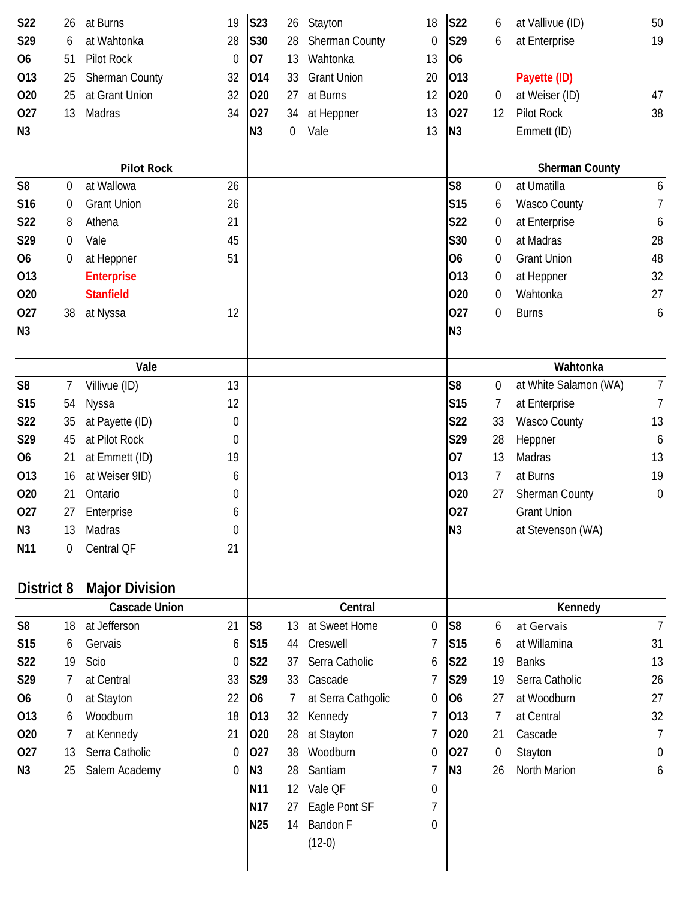| | | | |
|---|---|---|---|
| S22 | 26 | at Burns | 19 |
| S29 | 6 | at Wahtonka | 28 |
| O6 | 51 | Pilot Rock | 0 |
| O13 | 25 | Sherman County | 32 |
| O20 | 25 | at Grant Union | 32 |
| O27 | 13 | Madras | 34 |
| N3 | | | |

| | | | |
|---|---|---|---|
| S23 | 26 | Stayton | 18 |
| S30 | 28 | Sherman County | 0 |
| O7 | 13 | Wahtonka | 13 |
| O14 | 33 | Grant Union | 20 |
| O20 | 27 | at Burns | 12 |
| O27 | 34 | at Heppner | 13 |
| N3 | 0 | Vale | 13 |

| | | | |
|---|---|---|---|
| S22 | 6 | at Vallivue (ID) | 50 |
| S29 | 6 | at Enterprise | 19 |
| O6 | | | |
| O13 | | Payette (ID) | |
| O20 | 0 | at Weiser (ID) | 47 |
| O27 | 12 | Pilot Rock | 38 |
| N3 | | Emmett (ID) | |

**Pilot Rock**

| | | | |
|---|---|---|---|
| S8 | 0 | at Wallowa | 26 |
| S16 | 0 | Grant Union | 26 |
| S22 | 8 | Athena | 21 |
| S29 | 0 | Vale | 45 |
| O6 | 0 | at Heppner | 51 |
| O13 | | Enterprise | |
| O20 | | Stanfield | |
| O27 | 38 | at Nyssa | 12 |
| N3 | | | |

**Sherman County**

| | | | |
|---|---|---|---|
| S8 | 0 | at Umatilla | 6 |
| S15 | 6 | Wasco County | 7 |
| S22 | 0 | at Enterprise | 6 |
| S30 | 0 | at Madras | 28 |
| O6 | 0 | Grant Union | 48 |
| O13 | 0 | at Heppner | 32 |
| O20 | 0 | Wahtonka | 27 |
| O27 | 0 | Burns | 6 |
| N3 | | | |

**Vale**

| | | | |
|---|---|---|---|
| S8 | 7 | Villivue (ID) | 13 |
| S15 | 54 | Nyssa | 12 |
| S22 | 35 | at Payette (ID) | 0 |
| S29 | 45 | at Pilot Rock | 0 |
| O6 | 21 | at Emmett (ID) | 19 |
| O13 | 16 | at Weiser 9ID) | 6 |
| O20 | 21 | Ontario | 0 |
| O27 | 27 | Enterprise | 6 |
| N3 | 13 | Madras | 0 |
| N11 | 0 | Central QF | 21 |

**Wahtonka**

| | | | |
|---|---|---|---|
| S8 | 0 | at White Salamon (WA) | 7 |
| S15 | 7 | at Enterprise | 7 |
| S22 | 33 | Wasco County | 13 |
| S29 | 28 | Heppner | 6 |
| O7 | 13 | Madras | 13 |
| O13 | 7 | at Burns | 19 |
| O20 | 27 | Sherman County | 0 |
| O27 | | Grant Union | |
| N3 | | at Stevenson (WA) | |

## District 8 Major Division

**Cascade Union**

| | | | |
|---|---|---|---|
| S8 | 18 | at Jefferson | 21 |
| S15 | 6 | Gervais | 6 |
| S22 | 19 | Scio | 0 |
| S29 | 7 | at Central | 33 |
| O6 | 0 | at Stayton | 22 |
| O13 | 6 | Woodburn | 18 |
| O20 | 7 | at Kennedy | 21 |
| O27 | 13 | Serra Catholic | 0 |
| N3 | 25 | Salem Academy | 0 |

**Central**

| | | | |
|---|---|---|---|
| S8 | 13 | at Sweet Home | 0 |
| S15 | 44 | Creswell | 7 |
| S22 | 37 | Serra Catholic | 6 |
| S29 | 33 | Cascade | 7 |
| O6 | 7 | at Serra Cathgolic | 0 |
| O13 | 32 | Kennedy | 7 |
| O20 | 28 | at Stayton | 7 |
| O27 | 38 | Woodburn | 0 |
| N3 | 28 | Santiam | 7 |
| N11 | 12 | Vale QF | 0 |
| N17 | 27 | Eagle Pont SF | 7 |
| N25 | 14 | Bandon F | 0 |
| | | (12-0) | |

**Kennedy**

| | | | |
|---|---|---|---|
| S8 | 6 | at Gervais | 7 |
| S15 | 6 | at Willamina | 31 |
| S22 | 19 | Banks | 13 |
| S29 | 19 | Serra Catholic | 26 |
| O6 | 27 | at Woodburn | 27 |
| O13 | 7 | at Central | 32 |
| O20 | 21 | Cascade | 7 |
| O27 | 0 | Stayton | 0 |
| N3 | 26 | North Marion | 6 |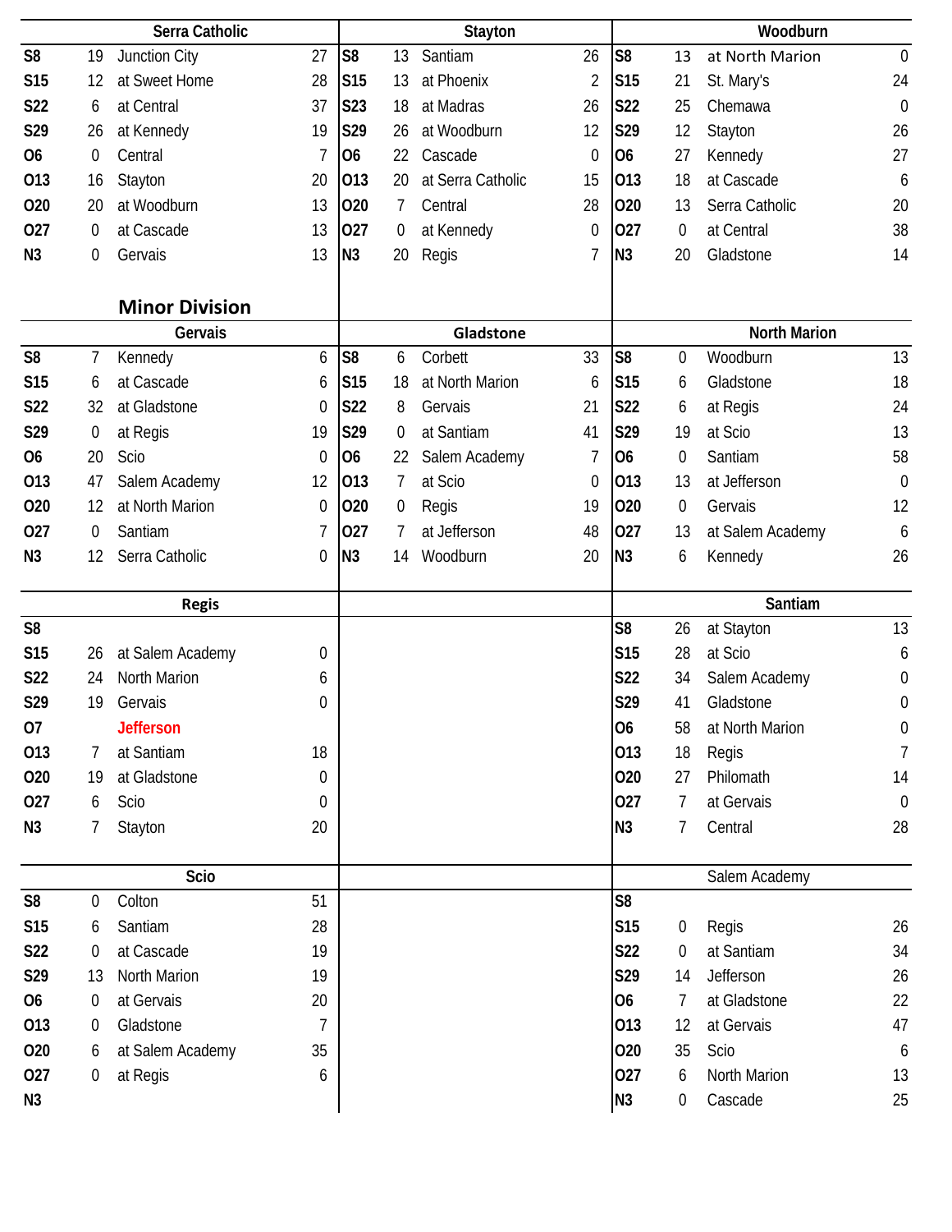### Serra Catholic

| | | | |
|---|---|---|---|
| S8 | 19 | Junction City | 27 |
| S15 | 12 | at Sweet Home | 28 |
| S22 | 6 | at Central | 37 |
| S29 | 26 | at Kennedy | 19 |
| O6 | 0 | Central | 7 |
| O13 | 16 | Stayton | 20 |
| O20 | 20 | at Woodburn | 13 |
| O27 | 0 | at Cascade | 13 |
| N3 | 0 | Gervais | 13 |

### Stayton

| | | | |
|---|---|---|---|
| S8 | 13 | Santiam | 26 |
| S15 | 13 | at Phoenix | 2 |
| S23 | 18 | at Madras | 26 |
| S29 | 26 | at Woodburn | 12 |
| O6 | 22 | Cascade | 0 |
| O13 | 20 | at Serra Catholic | 15 |
| O20 | 7 | Central | 28 |
| O27 | 0 | at Kennedy | 0 |
| N3 | 20 | Regis | 7 |

### Woodburn

| | | | |
|---|---|---|---|
| S8 | 13 | at North Marion | 0 |
| S15 | 21 | St. Mary's | 24 |
| S22 | 25 | Chemawa | 0 |
| S29 | 12 | Stayton | 26 |
| O6 | 27 | Kennedy | 27 |
| O13 | 18 | at Cascade | 6 |
| O20 | 13 | Serra Catholic | 20 |
| O27 | 0 | at Central | 38 |
| N3 | 20 | Gladstone | 14 |

## Minor Division

### Gervais

| | | | |
|---|---|---|---|
| S8 | 7 | Kennedy | 6 |
| S15 | 6 | at Cascade | 6 |
| S22 | 32 | at Gladstone | 0 |
| S29 | 0 | at Regis | 19 |
| O6 | 20 | Scio | 0 |
| O13 | 47 | Salem Academy | 12 |
| O20 | 12 | at North Marion | 0 |
| O27 | 0 | Santiam | 7 |
| N3 | 12 | Serra Catholic | 0 |

### Gladstone

| | | | |
|---|---|---|---|
| S8 | 6 | Corbett | 33 |
| S15 | 18 | at North Marion | 6 |
| S22 | 8 | Gervais | 21 |
| S29 | 0 | at Santiam | 41 |
| O6 | 22 | Salem Academy | 7 |
| O13 | 7 | at Scio | 0 |
| O20 | 0 | Regis | 19 |
| O27 | 7 | at Jefferson | 48 |
| N3 | 14 | Woodburn | 20 |

### North Marion

| | | | |
|---|---|---|---|
| S8 | 0 | Woodburn | 13 |
| S15 | 6 | Gladstone | 18 |
| S22 | 6 | at Regis | 24 |
| S29 | 19 | at Scio | 13 |
| O6 | 0 | Santiam | 58 |
| O13 | 13 | at Jefferson | 0 |
| O20 | 0 | Gervais | 12 |
| O27 | 13 | at Salem Academy | 6 |
| N3 | 6 | Kennedy | 26 |

### Regis

| | | | |
|---|---|---|---|
| S8 | | | |
| S15 | 26 | at Salem Academy | 0 |
| S22 | 24 | North Marion | 6 |
| S29 | 19 | Gervais | 0 |
| O7 | | Jefferson | |
| O13 | 7 | at Santiam | 18 |
| O20 | 19 | at Gladstone | 0 |
| O27 | 6 | Scio | 0 |
| N3 | 7 | Stayton | 20 |

### Santiam

| | | | |
|---|---|---|---|
| S8 | 26 | at Stayton | 13 |
| S15 | 28 | at Scio | 6 |
| S22 | 34 | Salem Academy | 0 |
| S29 | 41 | Gladstone | 0 |
| O6 | 58 | at North Marion | 0 |
| O13 | 18 | Regis | 7 |
| O20 | 27 | Philomath | 14 |
| O27 | 7 | at Gervais | 0 |
| N3 | 7 | Central | 28 |

### Scio

| | | | |
|---|---|---|---|
| S8 | 0 | Colton | 51 |
| S15 | 6 | Santiam | 28 |
| S22 | 0 | at Cascade | 19 |
| S29 | 13 | North Marion | 19 |
| O6 | 0 | at Gervais | 20 |
| O13 | 0 | Gladstone | 7 |
| O20 | 6 | at Salem Academy | 35 |
| O27 | 0 | at Regis | 6 |
| N3 | | | |

### Salem Academy

| | | | |
|---|---|---|---|
| S8 | | | |
| S15 | 0 | Regis | 26 |
| S22 | 0 | at Santiam | 34 |
| S29 | 14 | Jefferson | 26 |
| O6 | 7 | at Gladstone | 22 |
| O13 | 12 | at Gervais | 47 |
| O20 | 35 | Scio | 6 |
| O27 | 6 | North Marion | 13 |
| N3 | 0 | Cascade | 25 |